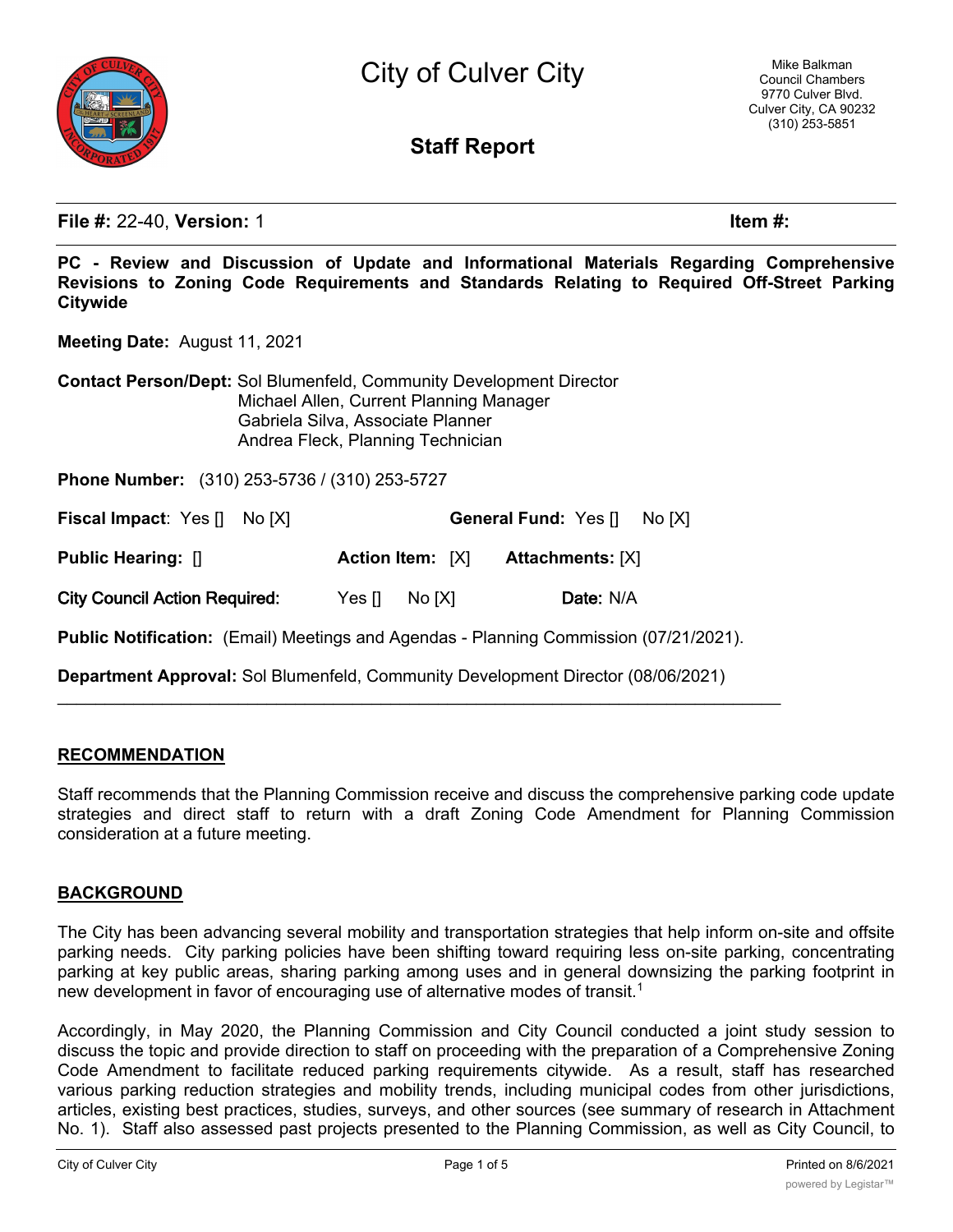# City of Culver City

Mike Balkman
Council Chambers
9770 Culver Blvd.
Culver City, CA 90232
(310) 253-5851

## Staff Report

**File #:** 22-40, **Version:** 1 **Item #:**

**PC - Review and Discussion of Update and Informational Materials Regarding Comprehensive Revisions to Zoning Code Requirements and Standards Relating to Required Off-Street Parking Citywide**

**Meeting Date:** August 11, 2021

**Contact Person/Dept:** Sol Blumenfeld, Community Development Director
Michael Allen, Current Planning Manager
Gabriela Silva, Associate Planner
Andrea Fleck, Planning Technician

**Phone Number:** (310) 253-5736 / (310) 253-5727

**Fiscal Impact:** Yes [] No [X] **General Fund:** Yes [] No [X]

**Public Hearing:** [] **Action Item:** [X] **Attachments:** [X]

**City Council Action Required:** Yes [] No [X] **Date:** N/A

**Public Notification:** (Email) Meetings and Agendas - Planning Commission (07/21/2021).

**Department Approval:** Sol Blumenfeld, Community Development Director (08/06/2021)

---

### RECOMMENDATION

Staff recommends that the Planning Commission receive and discuss the comprehensive parking code update strategies and direct staff to return with a draft Zoning Code Amendment for Planning Commission consideration at a future meeting.

### BACKGROUND

The City has been advancing several mobility and transportation strategies that help inform on-site and offsite parking needs. City parking policies have been shifting toward requiring less on-site parking, concentrating parking at key public areas, sharing parking among uses and in general downsizing the parking footprint in new development in favor of encouraging use of alternative modes of transit.[1]

Accordingly, in May 2020, the Planning Commission and City Council conducted a joint study session to discuss the topic and provide direction to staff on proceeding with the preparation of a Comprehensive Zoning Code Amendment to facilitate reduced parking requirements citywide. As a result, staff has researched various parking reduction strategies and mobility trends, including municipal codes from other jurisdictions, articles, existing best practices, studies, surveys, and other sources (see summary of research in Attachment No. 1). Staff also assessed past projects presented to the Planning Commission, as well as City Council, to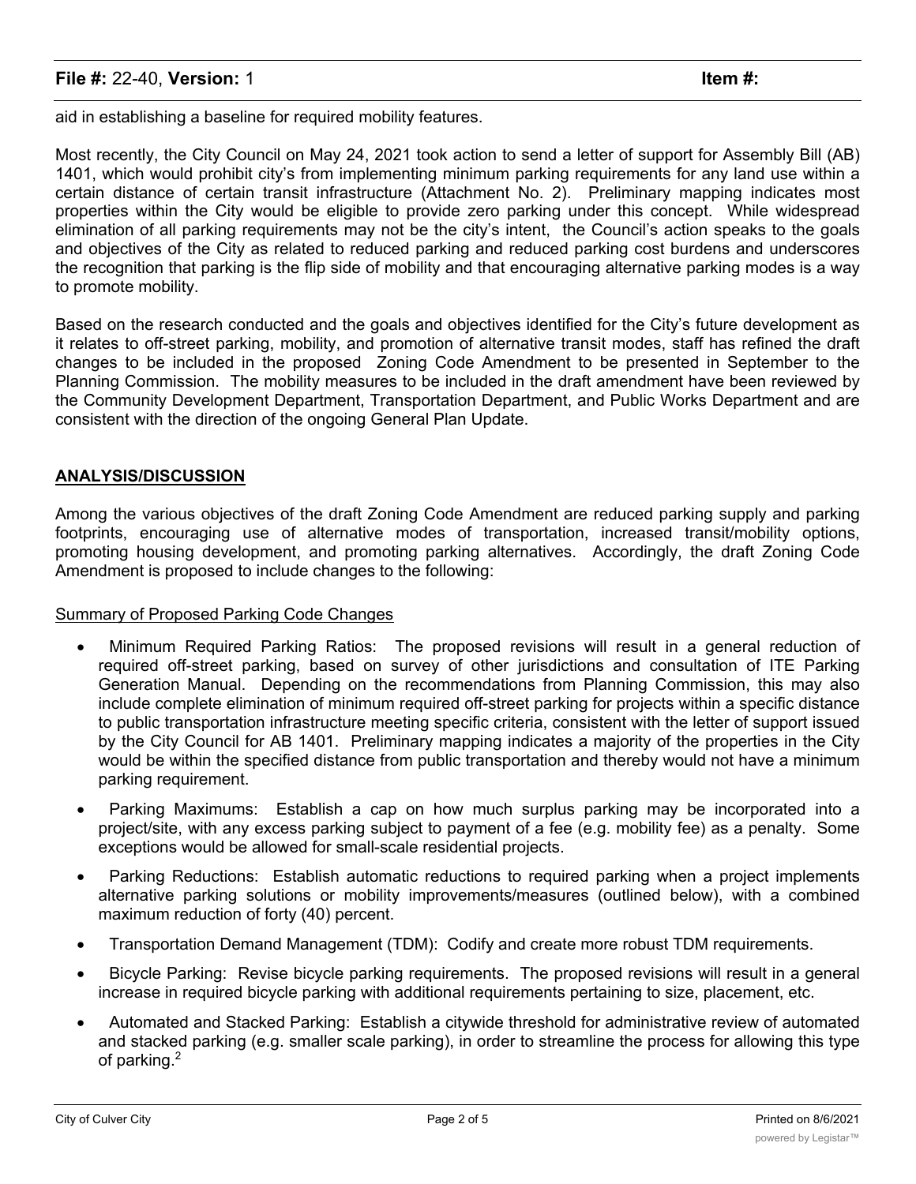aid in establishing a baseline for required mobility features.

Most recently, the City Council on May 24, 2021 took action to send a letter of support for Assembly Bill (AB) 1401, which would prohibit city's from implementing minimum parking requirements for any land use within a certain distance of certain transit infrastructure (Attachment No. 2). Preliminary mapping indicates most properties within the City would be eligible to provide zero parking under this concept. While widespread elimination of all parking requirements may not be the city's intent, the Council's action speaks to the goals and objectives of the City as related to reduced parking and reduced parking cost burdens and underscores the recognition that parking is the flip side of mobility and that encouraging alternative parking modes is a way to promote mobility.

Based on the research conducted and the goals and objectives identified for the City's future development as it relates to off-street parking, mobility, and promotion of alternative transit modes, staff has refined the draft changes to be included in the proposed Zoning Code Amendment to be presented in September to the Planning Commission. The mobility measures to be included in the draft amendment have been reviewed by the Community Development Department, Transportation Department, and Public Works Department and are consistent with the direction of the ongoing General Plan Update.

## ANALYSIS/DISCUSSION

Among the various objectives of the draft Zoning Code Amendment are reduced parking supply and parking footprints, encouraging use of alternative modes of transportation, increased transit/mobility options, promoting housing development, and promoting parking alternatives. Accordingly, the draft Zoning Code Amendment is proposed to include changes to the following:

Summary of Proposed Parking Code Changes

- Minimum Required Parking Ratios: The proposed revisions will result in a general reduction of required off-street parking, based on survey of other jurisdictions and consultation of ITE Parking Generation Manual. Depending on the recommendations from Planning Commission, this may also include complete elimination of minimum required off-street parking for projects within a specific distance to public transportation infrastructure meeting specific criteria, consistent with the letter of support issued by the City Council for AB 1401. Preliminary mapping indicates a majority of the properties in the City would be within the specified distance from public transportation and thereby would not have a minimum parking requirement.
- Parking Maximums: Establish a cap on how much surplus parking may be incorporated into a project/site, with any excess parking subject to payment of a fee (e.g. mobility fee) as a penalty. Some exceptions would be allowed for small-scale residential projects.
- Parking Reductions: Establish automatic reductions to required parking when a project implements alternative parking solutions or mobility improvements/measures (outlined below), with a combined maximum reduction of forty (40) percent.
- Transportation Demand Management (TDM): Codify and create more robust TDM requirements.
- Bicycle Parking: Revise bicycle parking requirements. The proposed revisions will result in a general increase in required bicycle parking with additional requirements pertaining to size, placement, etc.
- Automated and Stacked Parking: Establish a citywide threshold for administrative review of automated and stacked parking (e.g. smaller scale parking), in order to streamline the process for allowing this type of parking.[2]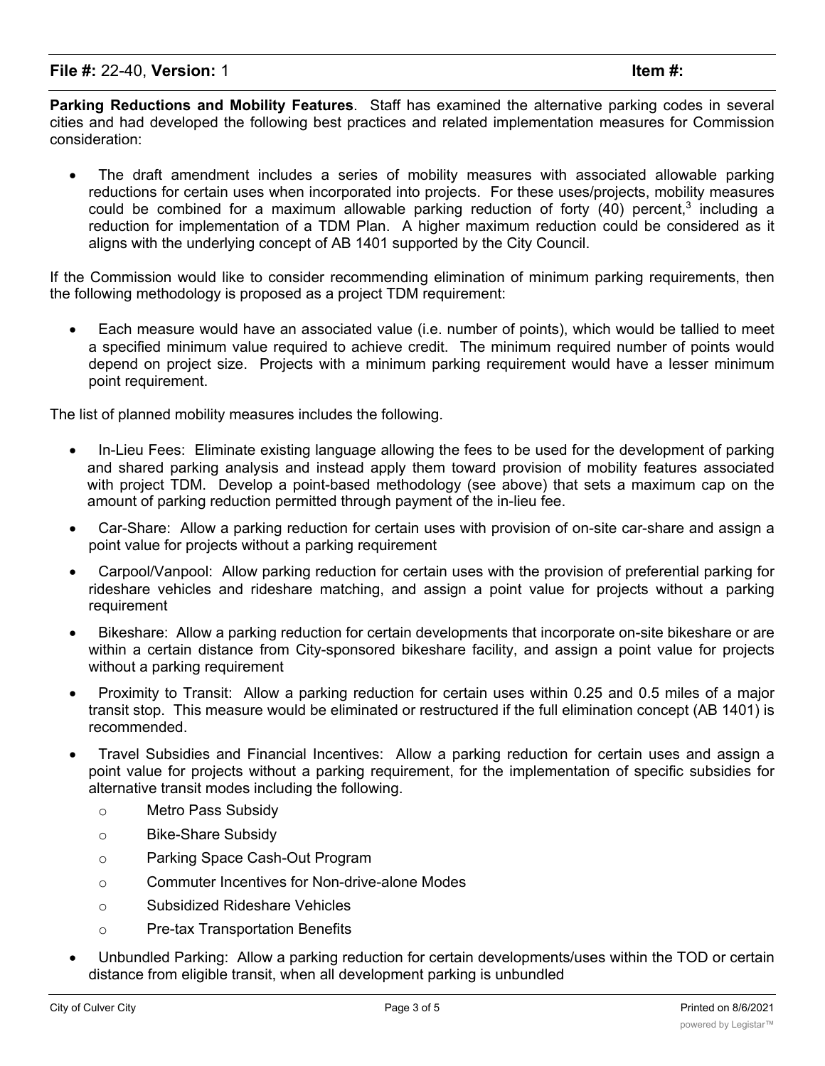**Parking Reductions and Mobility Features**. Staff has examined the alternative parking codes in several cities and had developed the following best practices and related implementation measures for Commission consideration:

- The draft amendment includes a series of mobility measures with associated allowable parking reductions for certain uses when incorporated into projects. For these uses/projects, mobility measures could be combined for a maximum allowable parking reduction of forty (40) percent,[3] including a reduction for implementation of a TDM Plan. A higher maximum reduction could be considered as it aligns with the underlying concept of AB 1401 supported by the City Council.

If the Commission would like to consider recommending elimination of minimum parking requirements, then the following methodology is proposed as a project TDM requirement:

- Each measure would have an associated value (i.e. number of points), which would be tallied to meet a specified minimum value required to achieve credit. The minimum required number of points would depend on project size. Projects with a minimum parking requirement would have a lesser minimum point requirement.

The list of planned mobility measures includes the following.

- In-Lieu Fees: Eliminate existing language allowing the fees to be used for the development of parking and shared parking analysis and instead apply them toward provision of mobility features associated with project TDM. Develop a point-based methodology (see above) that sets a maximum cap on the amount of parking reduction permitted through payment of the in-lieu fee.
- Car-Share: Allow a parking reduction for certain uses with provision of on-site car-share and assign a point value for projects without a parking requirement
- Carpool/Vanpool: Allow parking reduction for certain uses with the provision of preferential parking for rideshare vehicles and rideshare matching, and assign a point value for projects without a parking requirement
- Bikeshare: Allow a parking reduction for certain developments that incorporate on-site bikeshare or are within a certain distance from City-sponsored bikeshare facility, and assign a point value for projects without a parking requirement
- Proximity to Transit: Allow a parking reduction for certain uses within 0.25 and 0.5 miles of a major transit stop. This measure would be eliminated or restructured if the full elimination concept (AB 1401) is recommended.
- Travel Subsidies and Financial Incentives: Allow a parking reduction for certain uses and assign a point value for projects without a parking requirement, for the implementation of specific subsidies for alternative transit modes including the following.
  - Metro Pass Subsidy
  - Bike-Share Subsidy
  - Parking Space Cash-Out Program
  - Commuter Incentives for Non-drive-alone Modes
  - Subsidized Rideshare Vehicles
  - Pre-tax Transportation Benefits
- Unbundled Parking: Allow a parking reduction for certain developments/uses within the TOD or certain distance from eligible transit, when all development parking is unbundled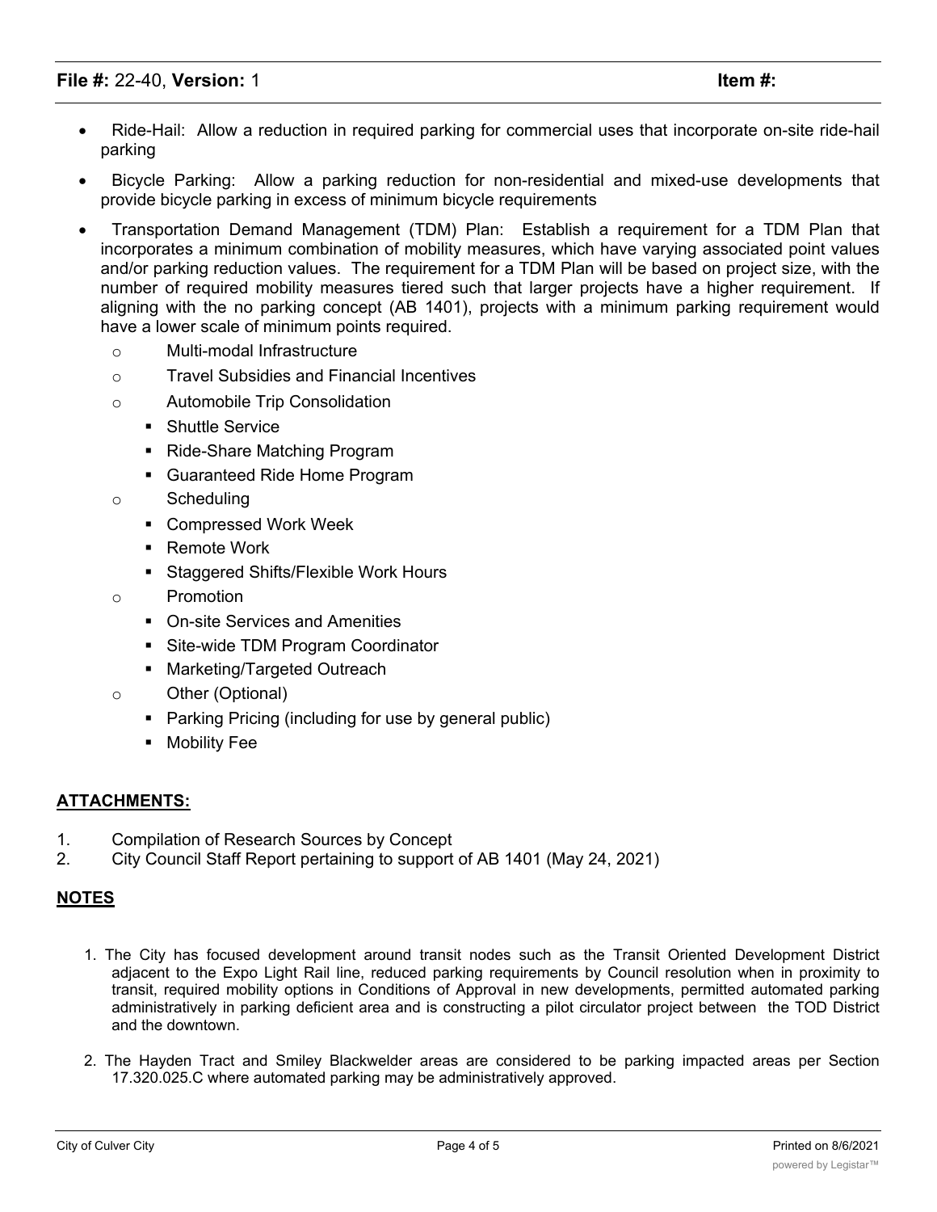- Ride-Hail: Allow a reduction in required parking for commercial uses that incorporate on-site ride-hail parking
- Bicycle Parking: Allow a parking reduction for non-residential and mixed-use developments that provide bicycle parking in excess of minimum bicycle requirements
- Transportation Demand Management (TDM) Plan: Establish a requirement for a TDM Plan that incorporates a minimum combination of mobility measures, which have varying associated point values and/or parking reduction values. The requirement for a TDM Plan will be based on project size, with the number of required mobility measures tiered such that larger projects have a higher requirement. If aligning with the no parking concept (AB 1401), projects with a minimum parking requirement would have a lower scale of minimum points required.
    - Multi-modal Infrastructure
    - Travel Subsidies and Financial Incentives
    - Automobile Trip Consolidation
        - Shuttle Service
        - Ride-Share Matching Program
        - Guaranteed Ride Home Program
    - Scheduling
        - Compressed Work Week
        - Remote Work
        - Staggered Shifts/Flexible Work Hours
    - Promotion
        - On-site Services and Amenities
        - Site-wide TDM Program Coordinator
        - Marketing/Targeted Outreach
    - Other (Optional)
        - Parking Pricing (including for use by general public)
        - Mobility Fee

## ATTACHMENTS:

1. Compilation of Research Sources by Concept
2. City Council Staff Report pertaining to support of AB 1401 (May 24, 2021)

## NOTES

1. The City has focused development around transit nodes such as the Transit Oriented Development District adjacent to the Expo Light Rail line, reduced parking requirements by Council resolution when in proximity to transit, required mobility options in Conditions of Approval in new developments, permitted automated parking administratively in parking deficient area and is constructing a pilot circulator project between the TOD District and the downtown.
2. The Hayden Tract and Smiley Blackwelder areas are considered to be parking impacted areas per Section 17.320.025.C where automated parking may be administratively approved.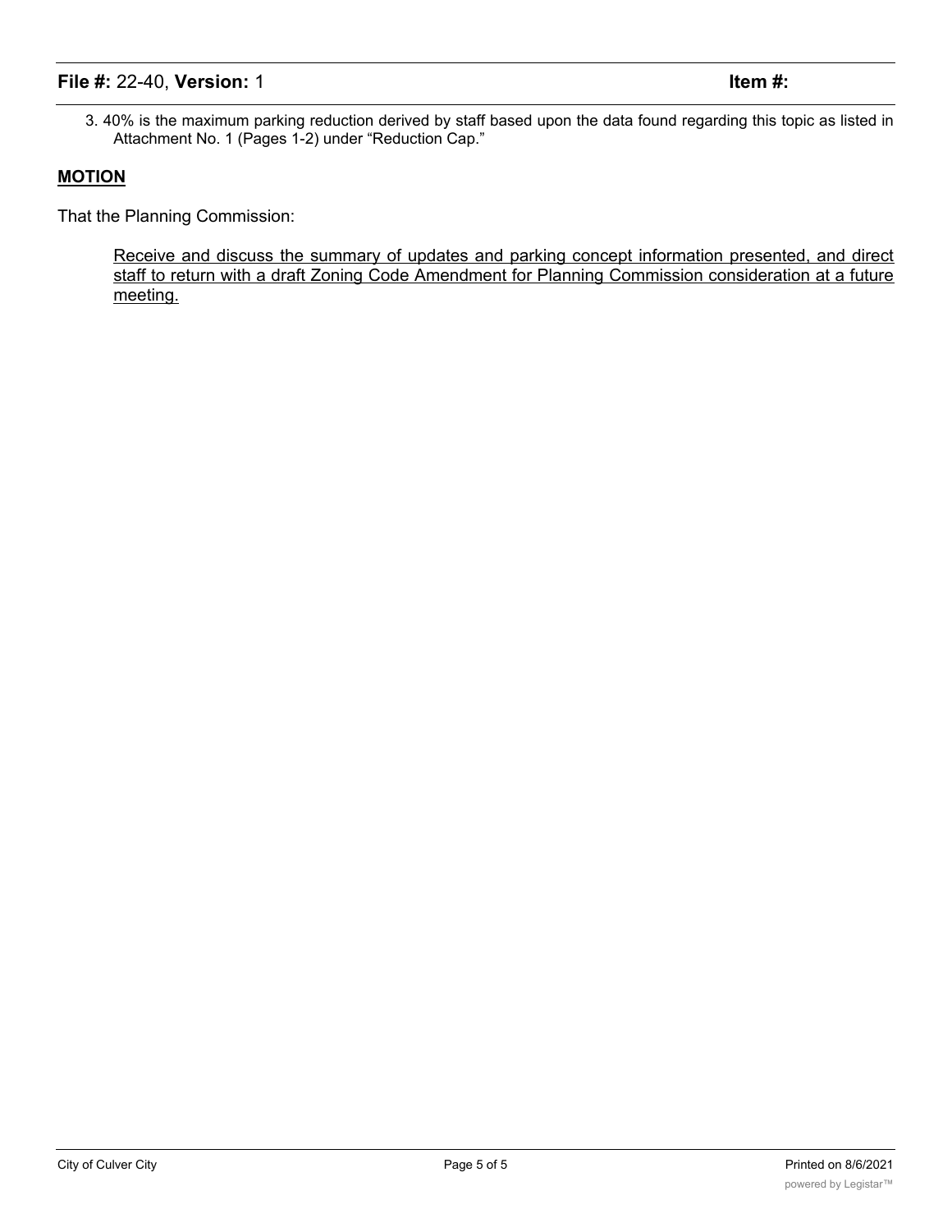3. 40% is the maximum parking reduction derived by staff based upon the data found regarding this topic as listed in Attachment No. 1 (Pages 1-2) under “Reduction Cap.”

## MOTION

That the Planning Commission:

Receive and discuss the summary of updates and parking concept information presented, and direct staff to return with a draft Zoning Code Amendment for Planning Commission consideration at a future meeting.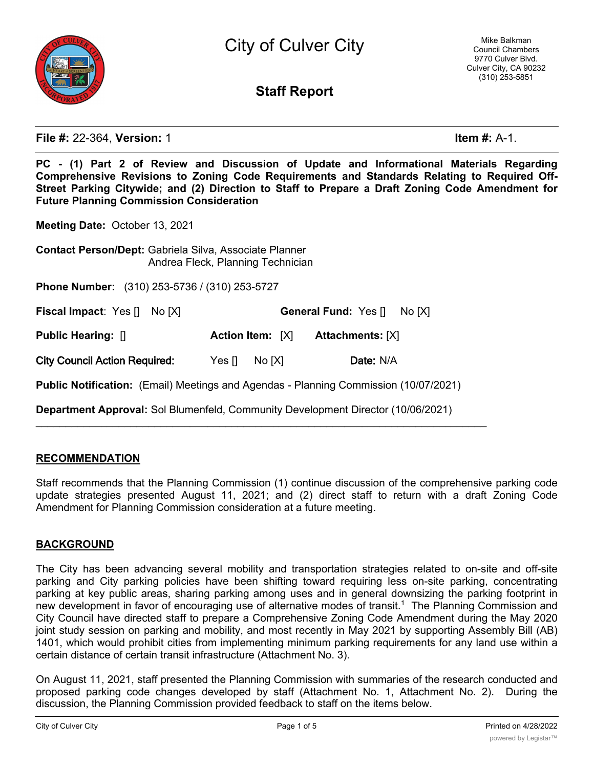# City of Culver City

Mike Balkman
Council Chambers
9770 Culver Blvd.
Culver City, CA 90232
(310) 253-5851

## Staff Report

**File #:** 22-364, **Version:** 1 **Item #:** A-1.

**PC - (1) Part 2 of Review and Discussion of Update and Informational Materials Regarding Comprehensive Revisions to Zoning Code Requirements and Standards Relating to Required Off-Street Parking Citywide; and (2) Direction to Staff to Prepare a Draft Zoning Code Amendment for Future Planning Commission Consideration**

**Meeting Date:** October 13, 2021

**Contact Person/Dept:** Gabriela Silva, Associate Planner
Andrea Fleck, Planning Technician

**Phone Number:** (310) 253-5736 / (310) 253-5727

**Fiscal Impact**: Yes [] No [X] **General Fund:** Yes [] No [X]

**Public Hearing:** [] **Action Item:** [X] **Attachments:** [X]

**City Council Action Required:** Yes [] No [X] **Date:** N/A

**Public Notification:** (Email) Meetings and Agendas - Planning Commission (10/07/2021)

**Department Approval:** Sol Blumenfeld, Community Development Director (10/06/2021)

---

## RECOMMENDATION

Staff recommends that the Planning Commission (1) continue discussion of the comprehensive parking code update strategies presented August 11, 2021; and (2) direct staff to return with a draft Zoning Code Amendment for Planning Commission consideration at a future meeting.

## BACKGROUND

The City has been advancing several mobility and transportation strategies related to on-site and off-site parking and City parking policies have been shifting toward requiring less on-site parking, concentrating parking at key public areas, sharing parking among uses and in general downsizing the parking footprint in new development in favor of encouraging use of alternative modes of transit.[1] The Planning Commission and City Council have directed staff to prepare a Comprehensive Zoning Code Amendment during the May 2020 joint study session on parking and mobility, and most recently in May 2021 by supporting Assembly Bill (AB) 1401, which would prohibit cities from implementing minimum parking requirements for any land use within a certain distance of certain transit infrastructure (Attachment No. 3).

On August 11, 2021, staff presented the Planning Commission with summaries of the research conducted and proposed parking code changes developed by staff (Attachment No. 1, Attachment No. 2). During the discussion, the Planning Commission provided feedback to staff on the items below.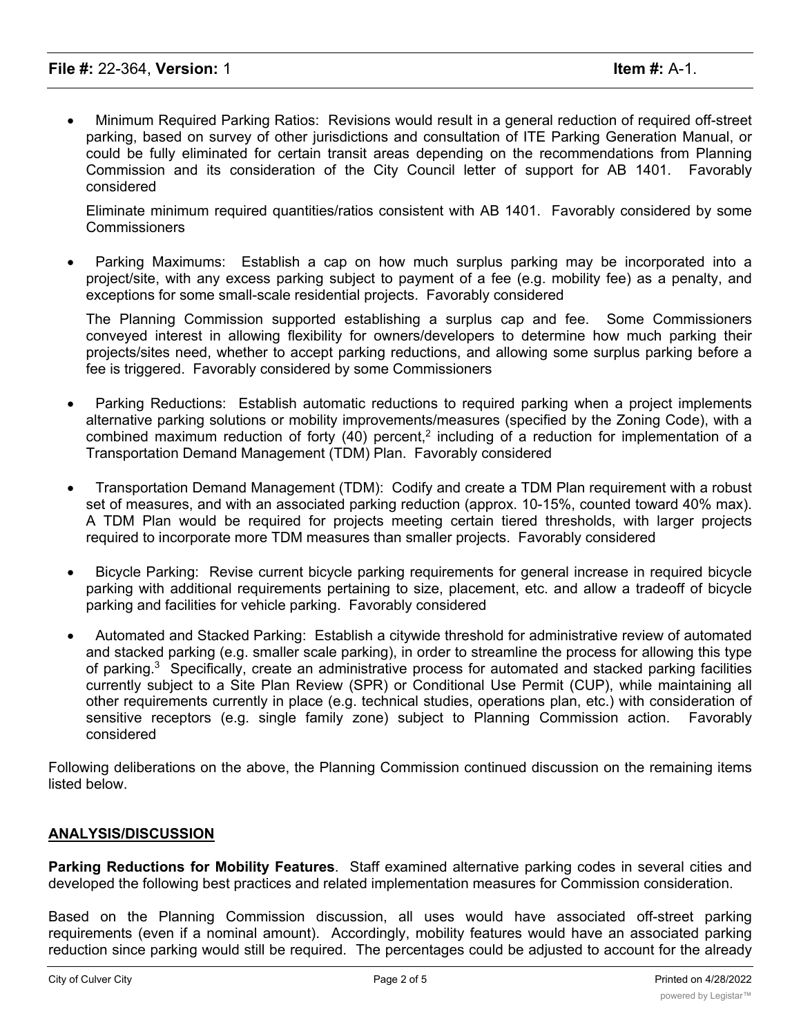- Minimum Required Parking Ratios: Revisions would result in a general reduction of required off-street parking, based on survey of other jurisdictions and consultation of ITE Parking Generation Manual, or could be fully eliminated for certain transit areas depending on the recommendations from Planning Commission and its consideration of the City Council letter of support for AB 1401. Favorably considered

  Eliminate minimum required quantities/ratios consistent with AB 1401. Favorably considered by some Commissioners

- Parking Maximums: Establish a cap on how much surplus parking may be incorporated into a project/site, with any excess parking subject to payment of a fee (e.g. mobility fee) as a penalty, and exceptions for some small-scale residential projects. Favorably considered

  The Planning Commission supported establishing a surplus cap and fee. Some Commissioners conveyed interest in allowing flexibility for owners/developers to determine how much parking their projects/sites need, whether to accept parking reductions, and allowing some surplus parking before a fee is triggered. Favorably considered by some Commissioners

- Parking Reductions: Establish automatic reductions to required parking when a project implements alternative parking solutions or mobility improvements/measures (specified by the Zoning Code), with a combined maximum reduction of forty (40) percent,[2] including of a reduction for implementation of a Transportation Demand Management (TDM) Plan. Favorably considered

- Transportation Demand Management (TDM): Codify and create a TDM Plan requirement with a robust set of measures, and with an associated parking reduction (approx. 10-15%, counted toward 40% max). A TDM Plan would be required for projects meeting certain tiered thresholds, with larger projects required to incorporate more TDM measures than smaller projects. Favorably considered

- Bicycle Parking: Revise current bicycle parking requirements for general increase in required bicycle parking with additional requirements pertaining to size, placement, etc. and allow a tradeoff of bicycle parking and facilities for vehicle parking. Favorably considered

- Automated and Stacked Parking: Establish a citywide threshold for administrative review of automated and stacked parking (e.g. smaller scale parking), in order to streamline the process for allowing this type of parking.[3] Specifically, create an administrative process for automated and stacked parking facilities currently subject to a Site Plan Review (SPR) or Conditional Use Permit (CUP), while maintaining all other requirements currently in place (e.g. technical studies, operations plan, etc.) with consideration of sensitive receptors (e.g. single family zone) subject to Planning Commission action. Favorably considered

Following deliberations on the above, the Planning Commission continued discussion on the remaining items listed below.

## ANALYSIS/DISCUSSION

**Parking Reductions for Mobility Features**. Staff examined alternative parking codes in several cities and developed the following best practices and related implementation measures for Commission consideration.

Based on the Planning Commission discussion, all uses would have associated off-street parking requirements (even if a nominal amount). Accordingly, mobility features would have an associated parking reduction since parking would still be required. The percentages could be adjusted to account for the already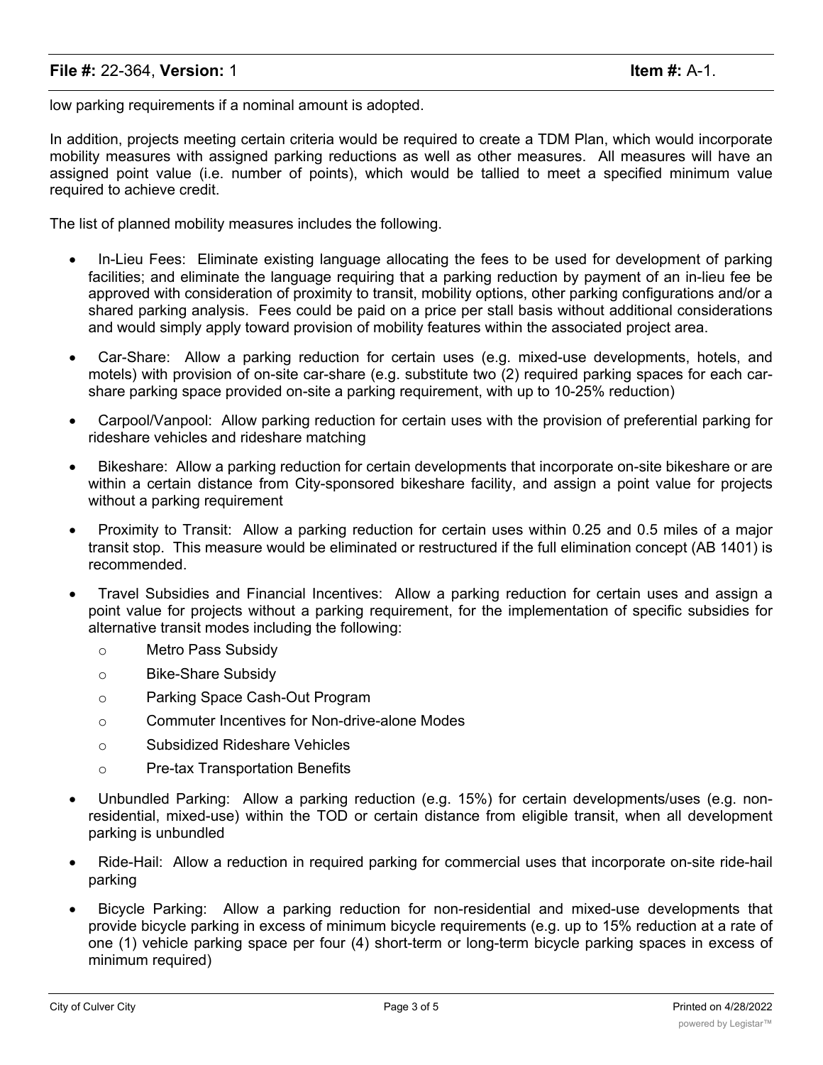low parking requirements if a nominal amount is adopted.

In addition, projects meeting certain criteria would be required to create a TDM Plan, which would incorporate mobility measures with assigned parking reductions as well as other measures. All measures will have an assigned point value (i.e. number of points), which would be tallied to meet a specified minimum value required to achieve credit.

The list of planned mobility measures includes the following.

- In-Lieu Fees: Eliminate existing language allocating the fees to be used for development of parking facilities; and eliminate the language requiring that a parking reduction by payment of an in-lieu fee be approved with consideration of proximity to transit, mobility options, other parking configurations and/or a shared parking analysis. Fees could be paid on a price per stall basis without additional considerations and would simply apply toward provision of mobility features within the associated project area.
- Car-Share: Allow a parking reduction for certain uses (e.g. mixed-use developments, hotels, and motels) with provision of on-site car-share (e.g. substitute two (2) required parking spaces for each car-share parking space provided on-site a parking requirement, with up to 10-25% reduction)
- Carpool/Vanpool: Allow parking reduction for certain uses with the provision of preferential parking for rideshare vehicles and rideshare matching
- Bikeshare: Allow a parking reduction for certain developments that incorporate on-site bikeshare or are within a certain distance from City-sponsored bikeshare facility, and assign a point value for projects without a parking requirement
- Proximity to Transit: Allow a parking reduction for certain uses within 0.25 and 0.5 miles of a major transit stop. This measure would be eliminated or restructured if the full elimination concept (AB 1401) is recommended.
- Travel Subsidies and Financial Incentives: Allow a parking reduction for certain uses and assign a point value for projects without a parking requirement, for the implementation of specific subsidies for alternative transit modes including the following:
  - Metro Pass Subsidy
  - Bike-Share Subsidy
  - Parking Space Cash-Out Program
  - Commuter Incentives for Non-drive-alone Modes
  - Subsidized Rideshare Vehicles
  - Pre-tax Transportation Benefits
- Unbundled Parking: Allow a parking reduction (e.g. 15%) for certain developments/uses (e.g. non-residential, mixed-use) within the TOD or certain distance from eligible transit, when all development parking is unbundled
- Ride-Hail: Allow a reduction in required parking for commercial uses that incorporate on-site ride-hail parking
- Bicycle Parking: Allow a parking reduction for non-residential and mixed-use developments that provide bicycle parking in excess of minimum bicycle requirements (e.g. up to 15% reduction at a rate of one (1) vehicle parking space per four (4) short-term or long-term bicycle parking spaces in excess of minimum required)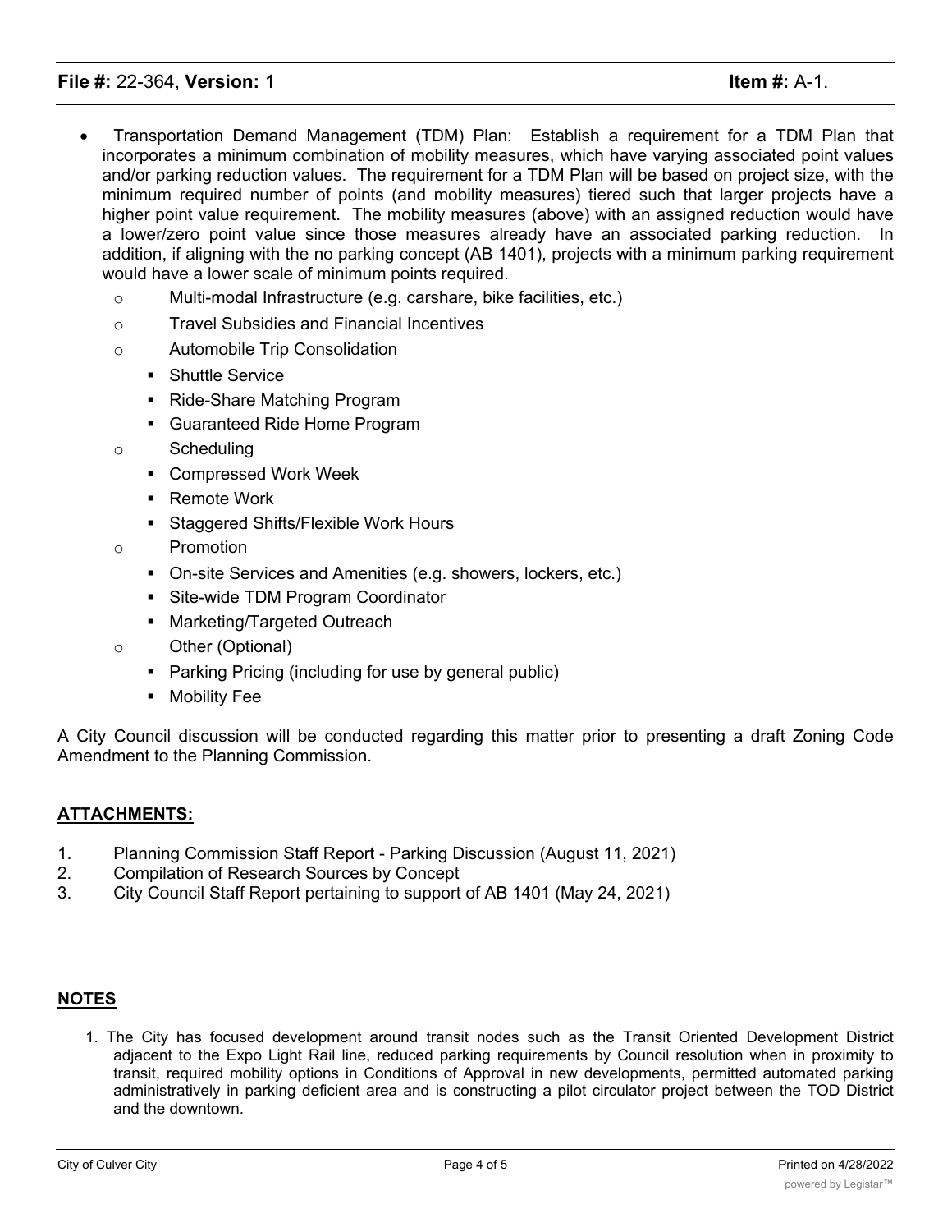- Transportation Demand Management (TDM) Plan: Establish a requirement for a TDM Plan that incorporates a minimum combination of mobility measures, which have varying associated point values and/or parking reduction values. The requirement for a TDM Plan will be based on project size, with the minimum required number of points (and mobility measures) tiered such that larger projects have a higher point value requirement. The mobility measures (above) with an assigned reduction would have a lower/zero point value since those measures already have an associated parking reduction. In addition, if aligning with the no parking concept (AB 1401), projects with a minimum parking requirement would have a lower scale of minimum points required.
  - Multi-modal Infrastructure (e.g. carshare, bike facilities, etc.)
  - Travel Subsidies and Financial Incentives
  - Automobile Trip Consolidation
    - Shuttle Service
    - Ride-Share Matching Program
    - Guaranteed Ride Home Program
  - Scheduling
    - Compressed Work Week
    - Remote Work
    - Staggered Shifts/Flexible Work Hours
  - Promotion
    - On-site Services and Amenities (e.g. showers, lockers, etc.)
    - Site-wide TDM Program Coordinator
    - Marketing/Targeted Outreach
  - Other (Optional)
    - Parking Pricing (including for use by general public)
    - Mobility Fee

A City Council discussion will be conducted regarding this matter prior to presenting a draft Zoning Code Amendment to the Planning Commission.

## ATTACHMENTS:

1. Planning Commission Staff Report - Parking Discussion (August 11, 2021)
2. Compilation of Research Sources by Concept
3. City Council Staff Report pertaining to support of AB 1401 (May 24, 2021)

## NOTES

1. The City has focused development around transit nodes such as the Transit Oriented Development District adjacent to the Expo Light Rail line, reduced parking requirements by Council resolution when in proximity to transit, required mobility options in Conditions of Approval in new developments, permitted automated parking administratively in parking deficient area and is constructing a pilot circulator project between the TOD District and the downtown.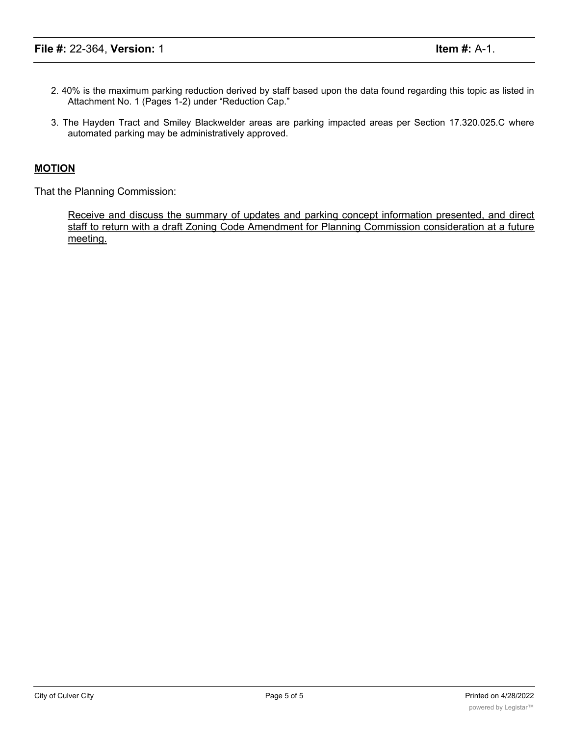2. 40% is the maximum parking reduction derived by staff based upon the data found regarding this topic as listed in Attachment No. 1 (Pages 1-2) under "Reduction Cap."

3. The Hayden Tract and Smiley Blackwelder areas are parking impacted areas per Section 17.320.025.C where automated parking may be administratively approved.

## MOTION

That the Planning Commission:

Receive and discuss the summary of updates and parking concept information presented, and direct staff to return with a draft Zoning Code Amendment for Planning Commission consideration at a future meeting.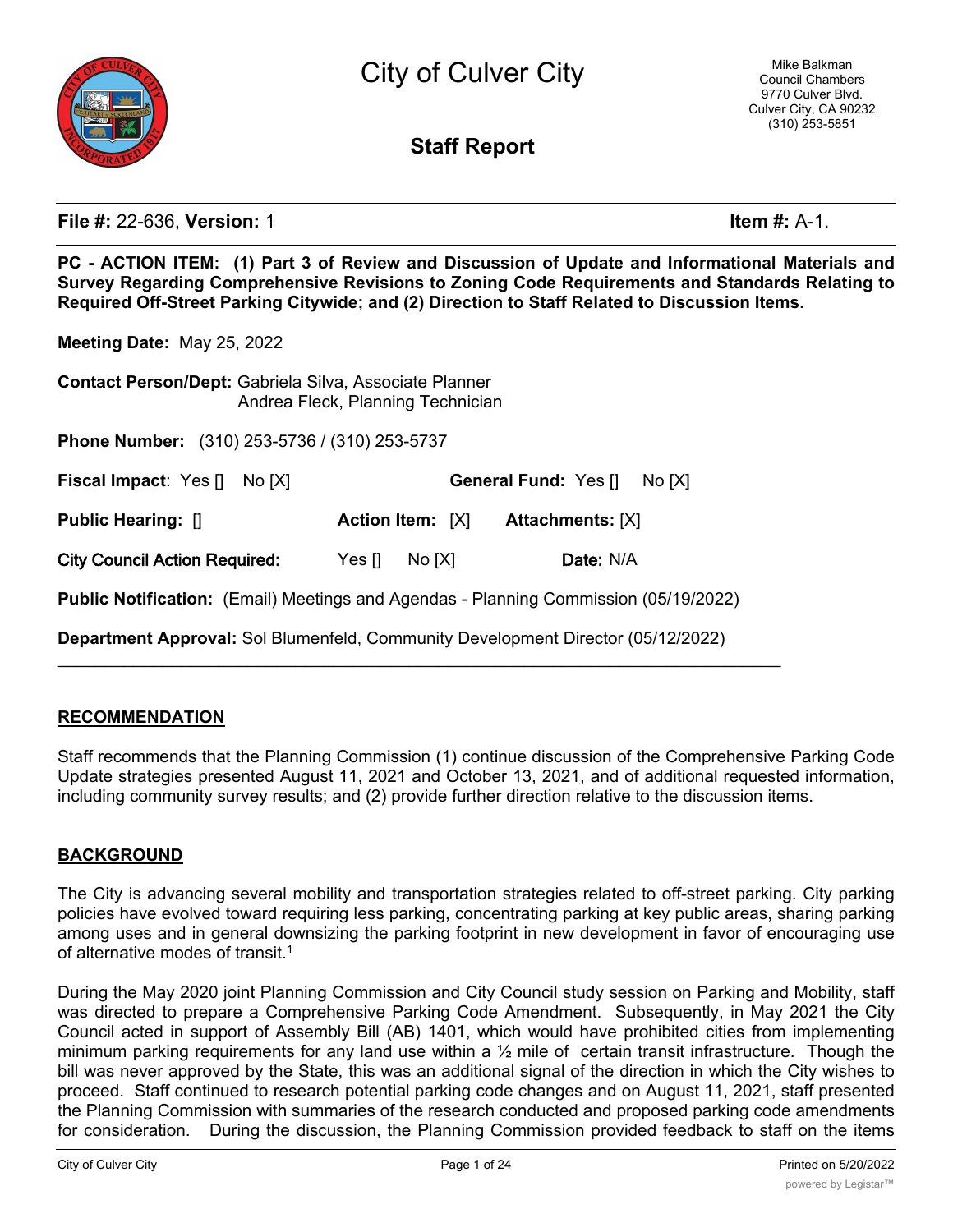# City of Culver City

Mike Balkman Council Chambers
9770 Culver Blvd.
Culver City, CA 90232
(310) 253-5851

## Staff Report

**File #:** 22-636, **Version:** 1 **Item #:** A-1.

**PC - ACTION ITEM: (1) Part 3 of Review and Discussion of Update and Informational Materials and Survey Regarding Comprehensive Revisions to Zoning Code Requirements and Standards Relating to Required Off-Street Parking Citywide; and (2) Direction to Staff Related to Discussion Items.**

**Meeting Date:** May 25, 2022

**Contact Person/Dept:** Gabriela Silva, Associate Planner
Andrea Fleck, Planning Technician

**Phone Number:** (310) 253-5736 / (310) 253-5737

**Fiscal Impact**: Yes [] No [X] **General Fund:** Yes [] No [X]

**Public Hearing:** [] **Action Item:** [X] **Attachments:** [X]

**City Council Action Required:** Yes [] No [X] **Date:** N/A

**Public Notification:** (Email) Meetings and Agendas - Planning Commission (05/19/2022)

**Department Approval:** Sol Blumenfeld, Community Development Director (05/12/2022)

---

## RECOMMENDATION

Staff recommends that the Planning Commission (1) continue discussion of the Comprehensive Parking Code Update strategies presented August 11, 2021 and October 13, 2021, and of additional requested information, including community survey results; and (2) provide further direction relative to the discussion items.

## BACKGROUND

The City is advancing several mobility and transportation strategies related to off-street parking. City parking policies have evolved toward requiring less parking, concentrating parking at key public areas, sharing parking among uses and in general downsizing the parking footprint in new development in favor of encouraging use of alternative modes of transit.[1]

During the May 2020 joint Planning Commission and City Council study session on Parking and Mobility, staff was directed to prepare a Comprehensive Parking Code Amendment. Subsequently, in May 2021 the City Council acted in support of Assembly Bill (AB) 1401, which would have prohibited cities from implementing minimum parking requirements for any land use within a ½ mile of certain transit infrastructure. Though the bill was never approved by the State, this was an additional signal of the direction in which the City wishes to proceed. Staff continued to research potential parking code changes and on August 11, 2021, staff presented the Planning Commission with summaries of the research conducted and proposed parking code amendments for consideration. During the discussion, the Planning Commission provided feedback to staff on the items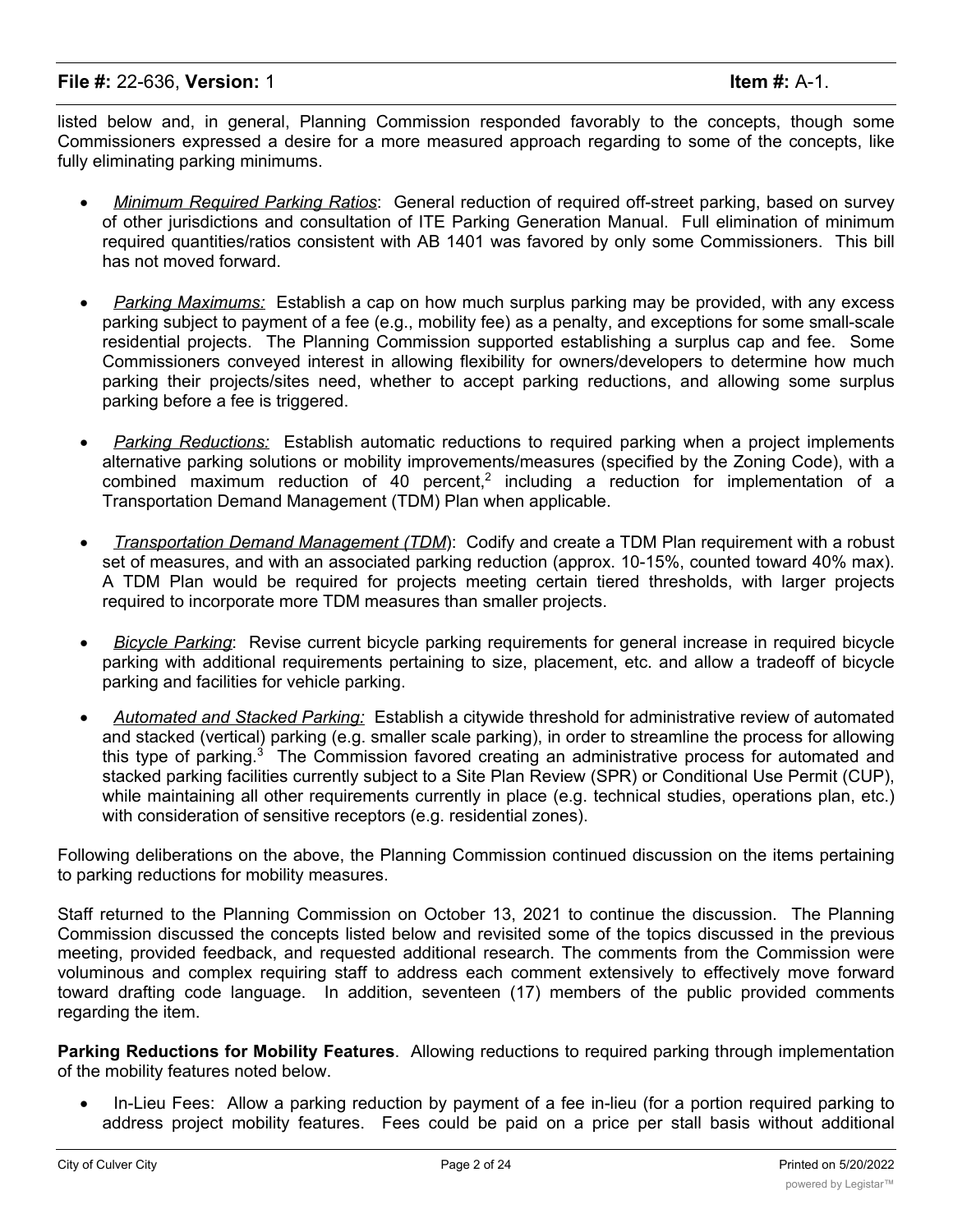listed below and, in general, Planning Commission responded favorably to the concepts, though some Commissioners expressed a desire for a more measured approach regarding to some of the concepts, like fully eliminating parking minimums.

- *Minimum Required Parking Ratios*: General reduction of required off-street parking, based on survey of other jurisdictions and consultation of ITE Parking Generation Manual. Full elimination of minimum required quantities/ratios consistent with AB 1401 was favored by only some Commissioners. This bill has not moved forward.

- *Parking Maximums:* Establish a cap on how much surplus parking may be provided, with any excess parking subject to payment of a fee (e.g., mobility fee) as a penalty, and exceptions for some small-scale residential projects. The Planning Commission supported establishing a surplus cap and fee. Some Commissioners conveyed interest in allowing flexibility for owners/developers to determine how much parking their projects/sites need, whether to accept parking reductions, and allowing some surplus parking before a fee is triggered.

- *Parking Reductions:* Establish automatic reductions to required parking when a project implements alternative parking solutions or mobility improvements/measures (specified by the Zoning Code), with a combined maximum reduction of 40 percent,[2] including a reduction for implementation of a Transportation Demand Management (TDM) Plan when applicable.

- *Transportation Demand Management (TDM)*: Codify and create a TDM Plan requirement with a robust set of measures, and with an associated parking reduction (approx. 10-15%, counted toward 40% max). A TDM Plan would be required for projects meeting certain tiered thresholds, with larger projects required to incorporate more TDM measures than smaller projects.

- *Bicycle Parking*: Revise current bicycle parking requirements for general increase in required bicycle parking with additional requirements pertaining to size, placement, etc. and allow a tradeoff of bicycle parking and facilities for vehicle parking.

- *Automated and Stacked Parking:* Establish a citywide threshold for administrative review of automated and stacked (vertical) parking (e.g. smaller scale parking), in order to streamline the process for allowing this type of parking.[3] The Commission favored creating an administrative process for automated and stacked parking facilities currently subject to a Site Plan Review (SPR) or Conditional Use Permit (CUP), while maintaining all other requirements currently in place (e.g. technical studies, operations plan, etc.) with consideration of sensitive receptors (e.g. residential zones).

Following deliberations on the above, the Planning Commission continued discussion on the items pertaining to parking reductions for mobility measures.

Staff returned to the Planning Commission on October 13, 2021 to continue the discussion. The Planning Commission discussed the concepts listed below and revisited some of the topics discussed in the previous meeting, provided feedback, and requested additional research. The comments from the Commission were voluminous and complex requiring staff to address each comment extensively to effectively move forward toward drafting code language. In addition, seventeen (17) members of the public provided comments regarding the item.

**Parking Reductions for Mobility Features**. Allowing reductions to required parking through implementation of the mobility features noted below.

- In-Lieu Fees: Allow a parking reduction by payment of a fee in-lieu (for a portion required parking to address project mobility features. Fees could be paid on a price per stall basis without additional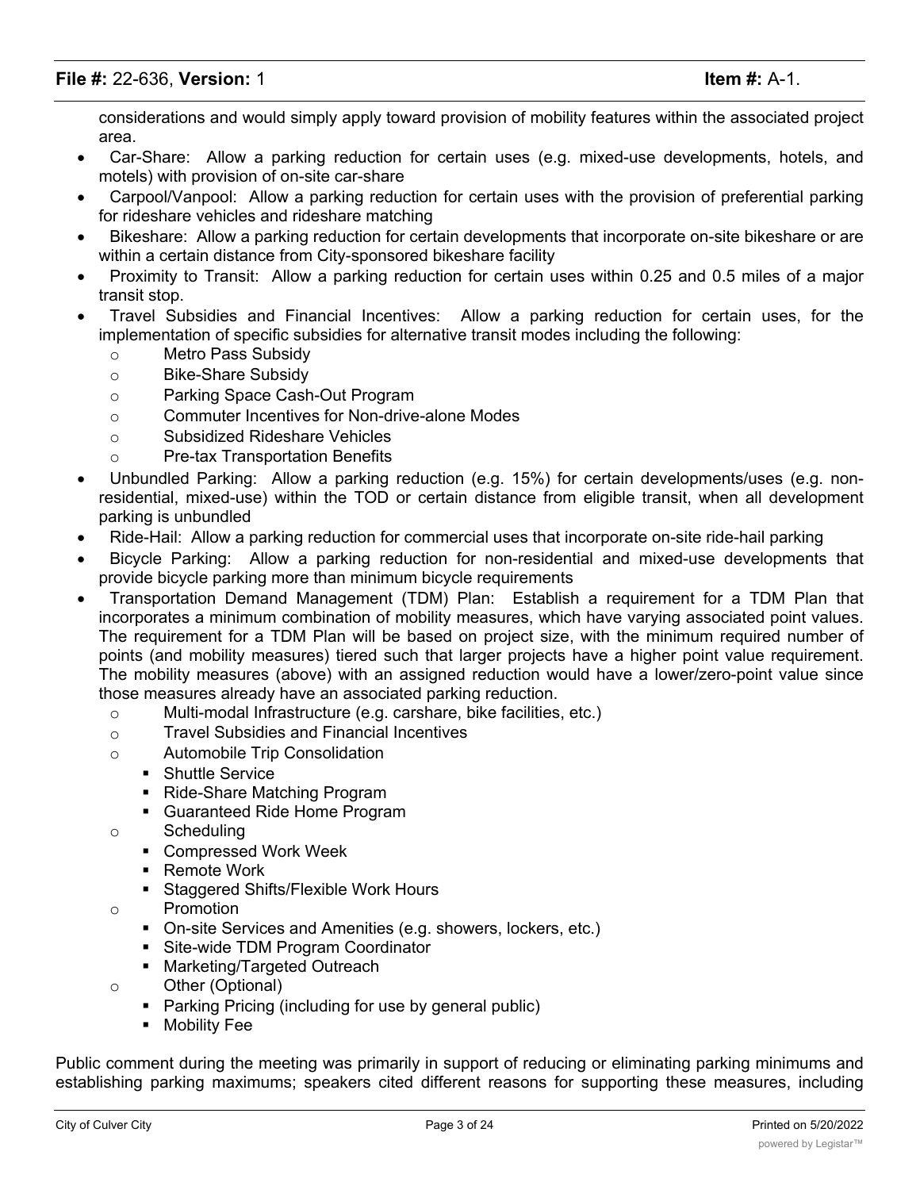considerations and would simply apply toward provision of mobility features within the associated project area.

- Car-Share: Allow a parking reduction for certain uses (e.g. mixed-use developments, hotels, and motels) with provision of on-site car-share
- Carpool/Vanpool: Allow a parking reduction for certain uses with the provision of preferential parking for rideshare vehicles and rideshare matching
- Bikeshare: Allow a parking reduction for certain developments that incorporate on-site bikeshare or are within a certain distance from City-sponsored bikeshare facility
- Proximity to Transit: Allow a parking reduction for certain uses within 0.25 and 0.5 miles of a major transit stop.
- Travel Subsidies and Financial Incentives: Allow a parking reduction for certain uses, for the implementation of specific subsidies for alternative transit modes including the following:
  - Metro Pass Subsidy
  - Bike-Share Subsidy
  - Parking Space Cash-Out Program
  - Commuter Incentives for Non-drive-alone Modes
  - Subsidized Rideshare Vehicles
  - Pre-tax Transportation Benefits
- Unbundled Parking: Allow a parking reduction (e.g. 15%) for certain developments/uses (e.g. non-residential, mixed-use) within the TOD or certain distance from eligible transit, when all development parking is unbundled
- Ride-Hail: Allow a parking reduction for commercial uses that incorporate on-site ride-hail parking
- Bicycle Parking: Allow a parking reduction for non-residential and mixed-use developments that provide bicycle parking more than minimum bicycle requirements
- Transportation Demand Management (TDM) Plan: Establish a requirement for a TDM Plan that incorporates a minimum combination of mobility measures, which have varying associated point values. The requirement for a TDM Plan will be based on project size, with the minimum required number of points (and mobility measures) tiered such that larger projects have a higher point value requirement. The mobility measures (above) with an assigned reduction would have a lower/zero-point value since those measures already have an associated parking reduction.
  - Multi-modal Infrastructure (e.g. carshare, bike facilities, etc.)
  - Travel Subsidies and Financial Incentives
  - Automobile Trip Consolidation
    - Shuttle Service
    - Ride-Share Matching Program
    - Guaranteed Ride Home Program
  - Scheduling
    - Compressed Work Week
    - Remote Work
    - Staggered Shifts/Flexible Work Hours
  - Promotion
    - On-site Services and Amenities (e.g. showers, lockers, etc.)
    - Site-wide TDM Program Coordinator
    - Marketing/Targeted Outreach
  - Other (Optional)
    - Parking Pricing (including for use by general public)
    - Mobility Fee

Public comment during the meeting was primarily in support of reducing or eliminating parking minimums and establishing parking maximums; speakers cited different reasons for supporting these measures, including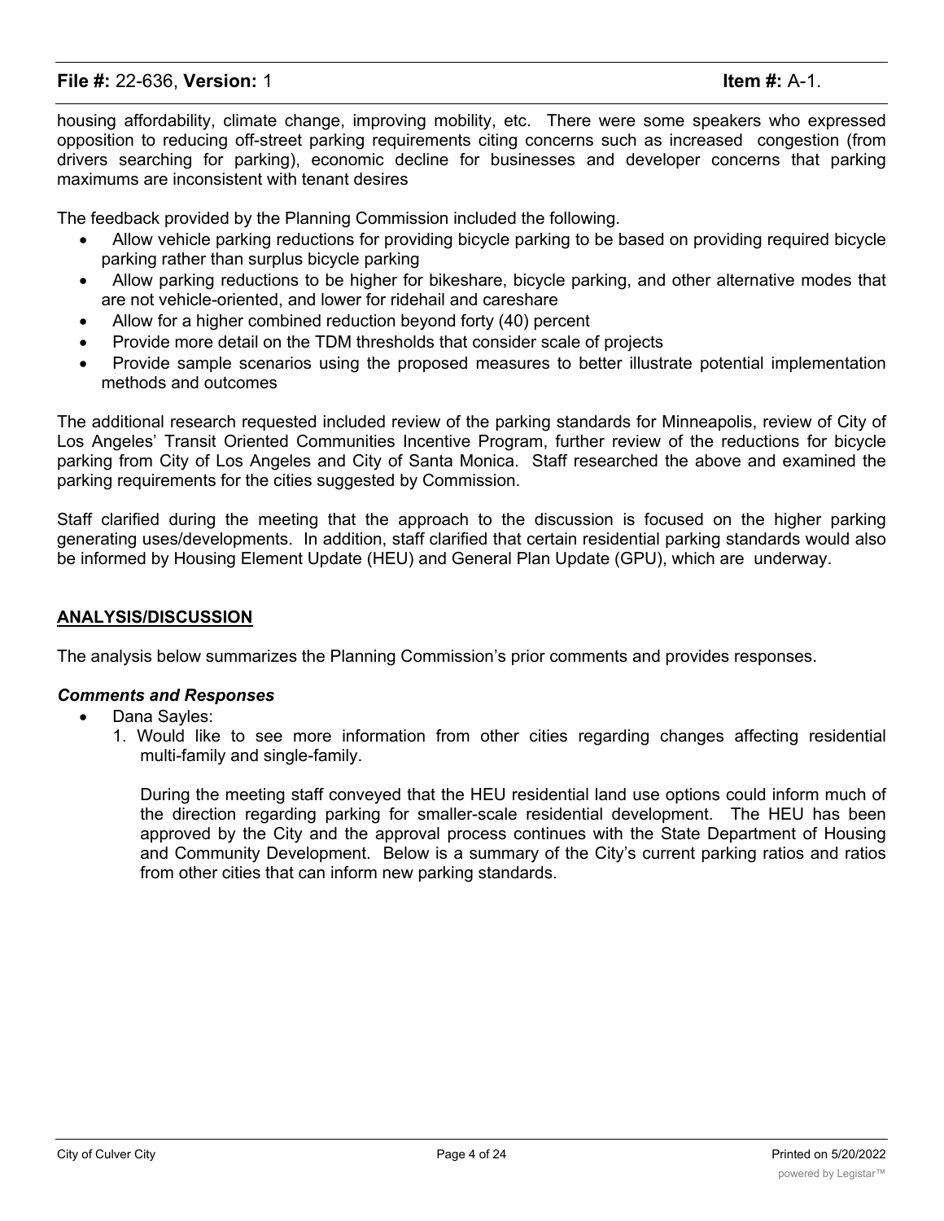housing affordability, climate change, improving mobility, etc. There were some speakers who expressed opposition to reducing off-street parking requirements citing concerns such as increased congestion (from drivers searching for parking), economic decline for businesses and developer concerns that parking maximums are inconsistent with tenant desires

The feedback provided by the Planning Commission included the following.

- Allow vehicle parking reductions for providing bicycle parking to be based on providing required bicycle parking rather than surplus bicycle parking
- Allow parking reductions to be higher for bikeshare, bicycle parking, and other alternative modes that are not vehicle-oriented, and lower for ridehail and careshare
- Allow for a higher combined reduction beyond forty (40) percent
- Provide more detail on the TDM thresholds that consider scale of projects
- Provide sample scenarios using the proposed measures to better illustrate potential implementation methods and outcomes

The additional research requested included review of the parking standards for Minneapolis, review of City of Los Angeles' Transit Oriented Communities Incentive Program, further review of the reductions for bicycle parking from City of Los Angeles and City of Santa Monica. Staff researched the above and examined the parking requirements for the cities suggested by Commission.

Staff clarified during the meeting that the approach to the discussion is focused on the higher parking generating uses/developments. In addition, staff clarified that certain residential parking standards would also be informed by Housing Element Update (HEU) and General Plan Update (GPU), which are underway.

## ANALYSIS/DISCUSSION

The analysis below summarizes the Planning Commission's prior comments and provides responses.

### *Comments and Responses*

- Dana Sayles:
  1. Would like to see more information from other cities regarding changes affecting residential multi-family and single-family.

     During the meeting staff conveyed that the HEU residential land use options could inform much of the direction regarding parking for smaller-scale residential development. The HEU has been approved by the City and the approval process continues with the State Department of Housing and Community Development. Below is a summary of the City's current parking ratios and ratios from other cities that can inform new parking standards.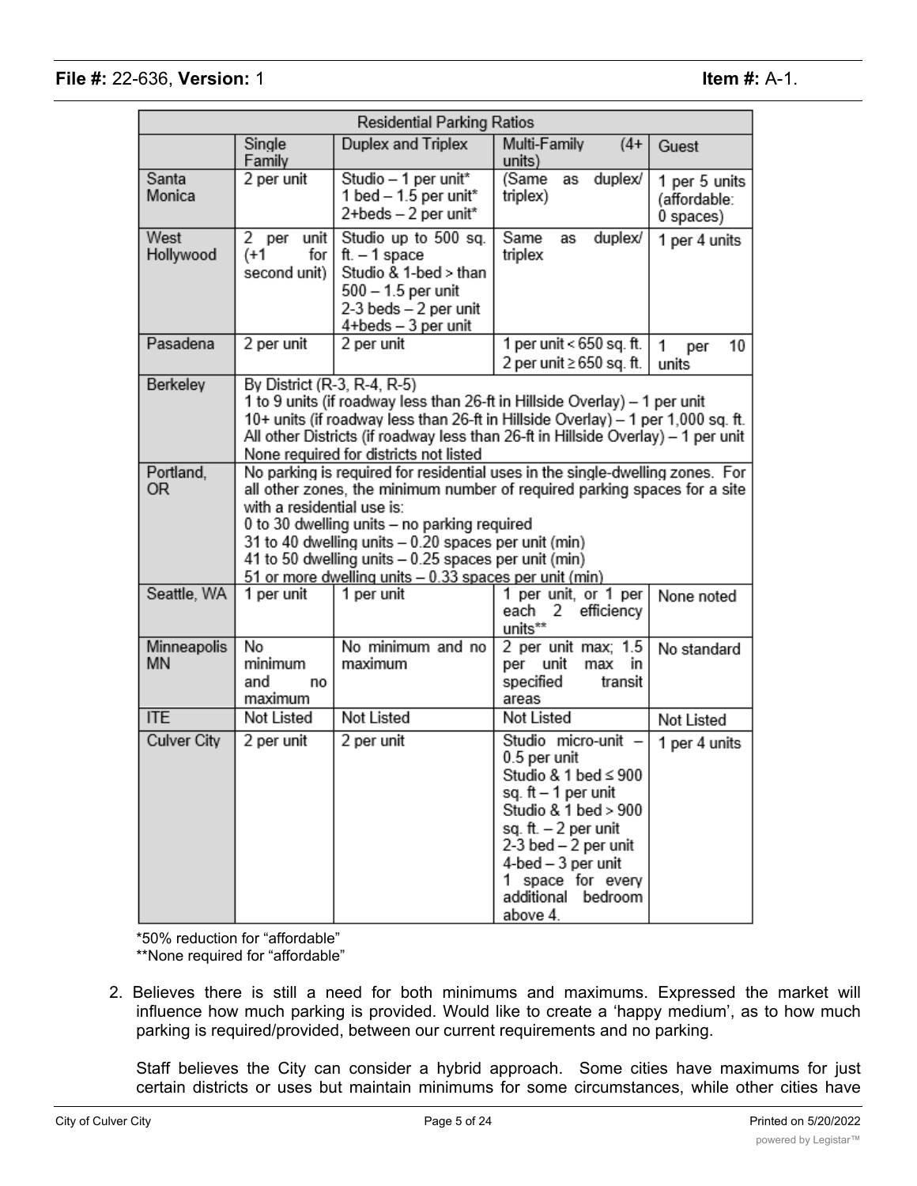| Residential Parking Ratios | | | | |
|---|---|---|---|---|
| | Single Family | Duplex and Triplex | Multi-Family (4+ units) | Guest |
| Santa Monica | 2 per unit | Studio – 1 per unit*<br>1 bed – 1.5 per unit*<br>2+beds – 2 per unit* | (Same as duplex/ triplex) | 1 per 5 units (affordable: 0 spaces) |
| West Hollywood | 2 per unit (+1 for second unit) | Studio up to 500 sq. ft. – 1 space<br>Studio & 1-bed > than 500 – 1.5 per unit<br>2-3 beds – 2 per unit<br>4+beds – 3 per unit | Same as duplex/ triplex | 1 per 4 units |
| Pasadena | 2 per unit | 2 per unit | 1 per unit < 650 sq. ft.<br>2 per unit ≥ 650 sq. ft. | 1 per 10 units |
| Berkeley | By District (R-3, R-4, R-5)<br>1 to 9 units (if roadway less than 26-ft in Hillside Overlay) – 1 per unit<br>10+ units (if roadway less than 26-ft in Hillside Overlay) – 1 per 1,000 sq. ft.<br>All other Districts (if roadway less than 26-ft in Hillside Overlay) – 1 per unit<br>None required for districts not listed | | | |
| Portland, OR | No parking is required for residential uses in the single-dwelling zones. For all other zones, the minimum number of required parking spaces for a site with a residential use is:<br>0 to 30 dwelling units – no parking required<br>31 to 40 dwelling units – 0.20 spaces per unit (min)<br>41 to 50 dwelling units – 0.25 spaces per unit (min)<br>51 or more dwelling units – 0.33 spaces per unit (min) | | | |
| Seattle, WA | 1 per unit | 1 per unit | 1 per unit, or 1 per each 2 efficiency units** | None noted |
| Minneapolis MN | No minimum and no maximum | No minimum and no maximum | 2 per unit max; 1.5 per unit max in specified transit areas | No standard |
| ITE | Not Listed | Not Listed | Not Listed | Not Listed |
| Culver City | 2 per unit | 2 per unit | Studio micro-unit – 0.5 per unit<br>Studio & 1 bed ≤ 900 sq. ft – 1 per unit<br>Studio & 1 bed > 900 sq. ft. – 2 per unit<br>2-3 bed – 2 per unit<br>4-bed – 3 per unit<br>1 space for every additional bedroom above 4. | 1 per 4 units |

*50% reduction for "affordable"
**None required for "affordable"

2. Believes there is still a need for both minimums and maximums. Expressed the market will influence how much parking is provided. Would like to create a 'happy medium', as to how much parking is required/provided, between our current requirements and no parking.

   Staff believes the City can consider a hybrid approach. Some cities have maximums for just certain districts or uses but maintain minimums for some circumstances, while other cities have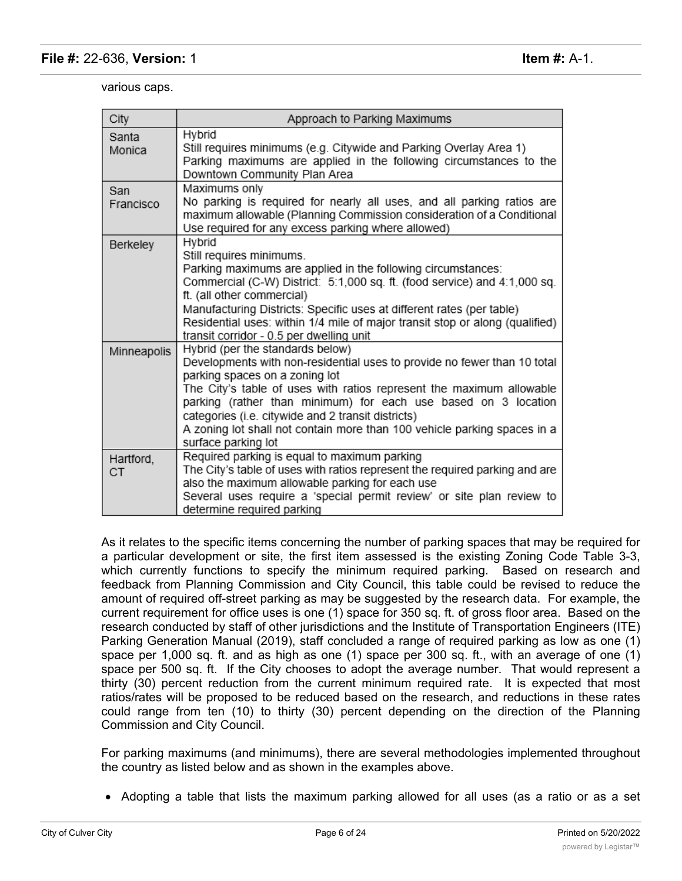various caps.

| City | Approach to Parking Maximums |
|---|---|
| Santa Monica | Hybrid<br>Still requires minimums (e.g. Citywide and Parking Overlay Area 1)<br>Parking maximums are applied in the following circumstances to the Downtown Community Plan Area |
| San Francisco | Maximums only<br>No parking is required for nearly all uses, and all parking ratios are maximum allowable (Planning Commission consideration of a Conditional Use required for any excess parking where allowed) |
| Berkeley | Hybrid<br>Still requires minimums.<br>Parking maximums are applied in the following circumstances:<br>Commercial (C-W) District: 5:1,000 sq. ft. (food service) and 4:1,000 sq. ft. (all other commercial)<br>Manufacturing Districts: Specific uses at different rates (per table)<br>Residential uses: within 1/4 mile of major transit stop or along (qualified) transit corridor - 0.5 per dwelling unit |
| Minneapolis | Hybrid (per the standards below)<br>Developments with non-residential uses to provide no fewer than 10 total parking spaces on a zoning lot<br>The City's table of uses with ratios represent the maximum allowable parking (rather than minimum) for each use based on 3 location categories (i.e. citywide and 2 transit districts)<br>A zoning lot shall not contain more than 100 vehicle parking spaces in a surface parking lot |
| Hartford, CT | Required parking is equal to maximum parking<br>The City's table of uses with ratios represent the required parking and are also the maximum allowable parking for each use<br>Several uses require a 'special permit review' or site plan review to determine required parking |

As it relates to the specific items concerning the number of parking spaces that may be required for a particular development or site, the first item assessed is the existing Zoning Code Table 3-3, which currently functions to specify the minimum required parking. Based on research and feedback from Planning Commission and City Council, this table could be revised to reduce the amount of required off-street parking as may be suggested by the research data. For example, the current requirement for office uses is one (1) space for 350 sq. ft. of gross floor area. Based on the research conducted by staff of other jurisdictions and the Institute of Transportation Engineers (ITE) Parking Generation Manual (2019), staff concluded a range of required parking as low as one (1) space per 1,000 sq. ft. and as high as one (1) space per 300 sq. ft., with an average of one (1) space per 500 sq. ft. If the City chooses to adopt the average number. That would represent a thirty (30) percent reduction from the current minimum required rate. It is expected that most ratios/rates will be proposed to be reduced based on the research, and reductions in these rates could range from ten (10) to thirty (30) percent depending on the direction of the Planning Commission and City Council.

For parking maximums (and minimums), there are several methodologies implemented throughout the country as listed below and as shown in the examples above.

- Adopting a table that lists the maximum parking allowed for all uses (as a ratio or as a set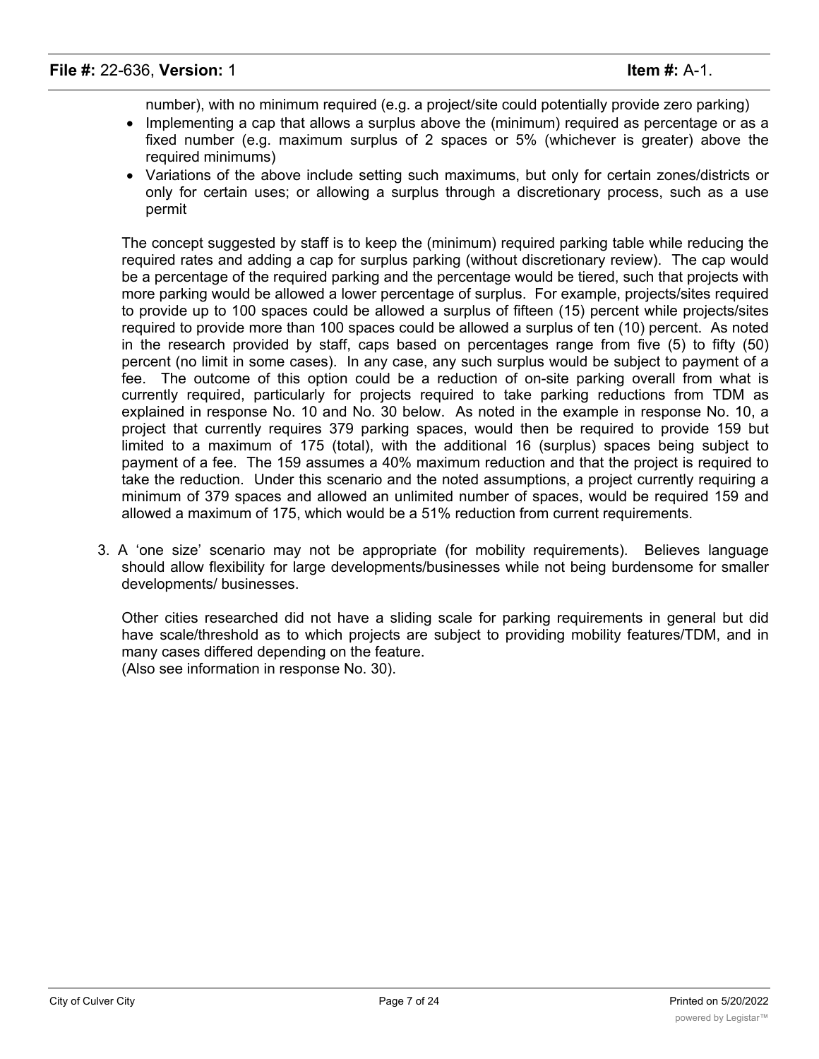number), with no minimum required (e.g. a project/site could potentially provide zero parking)

- Implementing a cap that allows a surplus above the (minimum) required as percentage or as a fixed number (e.g. maximum surplus of 2 spaces or 5% (whichever is greater) above the required minimums)
- Variations of the above include setting such maximums, but only for certain zones/districts or only for certain uses; or allowing a surplus through a discretionary process, such as a use permit

The concept suggested by staff is to keep the (minimum) required parking table while reducing the required rates and adding a cap for surplus parking (without discretionary review). The cap would be a percentage of the required parking and the percentage would be tiered, such that projects with more parking would be allowed a lower percentage of surplus. For example, projects/sites required to provide up to 100 spaces could be allowed a surplus of fifteen (15) percent while projects/sites required to provide more than 100 spaces could be allowed a surplus of ten (10) percent. As noted in the research provided by staff, caps based on percentages range from five (5) to fifty (50) percent (no limit in some cases). In any case, any such surplus would be subject to payment of a fee. The outcome of this option could be a reduction of on-site parking overall from what is currently required, particularly for projects required to take parking reductions from TDM as explained in response No. 10 and No. 30 below. As noted in the example in response No. 10, a project that currently requires 379 parking spaces, would then be required to provide 159 but limited to a maximum of 175 (total), with the additional 16 (surplus) spaces being subject to payment of a fee. The 159 assumes a 40% maximum reduction and that the project is required to take the reduction. Under this scenario and the noted assumptions, a project currently requiring a minimum of 379 spaces and allowed an unlimited number of spaces, would be required 159 and allowed a maximum of 175, which would be a 51% reduction from current requirements.

3. A 'one size' scenario may not be appropriate (for mobility requirements). Believes language should allow flexibility for large developments/businesses while not being burdensome for smaller developments/ businesses.

   Other cities researched did not have a sliding scale for parking requirements in general but did have scale/threshold as to which projects are subject to providing mobility features/TDM, and in many cases differed depending on the feature.
   (Also see information in response No. 30).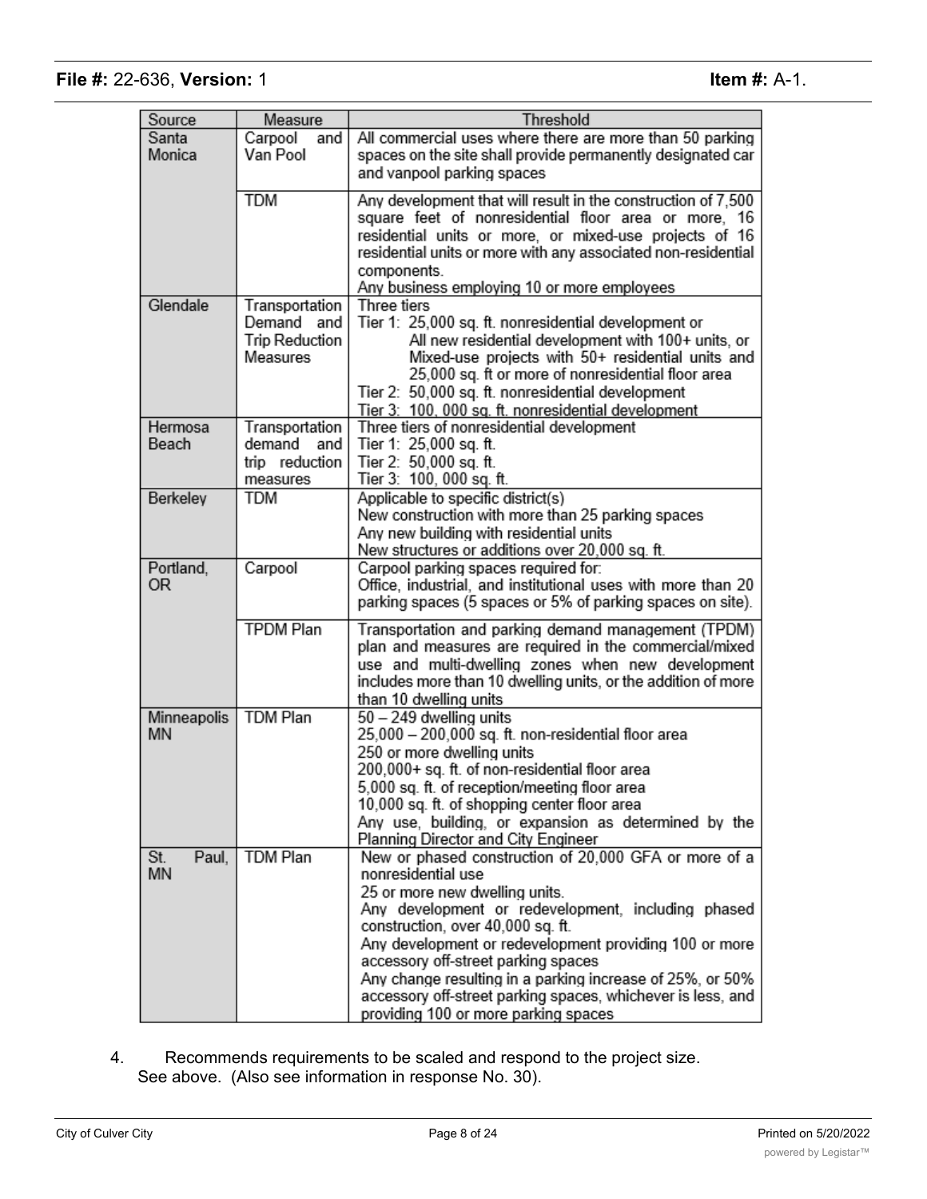| Source | Measure | Threshold |
| --- | --- | --- |
| Santa Monica | Carpool and Van Pool | All commercial uses where there are more than 50 parking spaces on the site shall provide permanently designated car and vanpool parking spaces |
| | TDM | Any development that will result in the construction of 7,500 square feet of nonresidential floor area or more, 16 residential units or more, or mixed-use projects of 16 residential units or more with any associated non-residential components.<br>Any business employing 10 or more employees |
| Glendale | Transportation Demand and Trip Reduction Measures | Three tiers<br>Tier 1: 25,000 sq. ft. nonresidential development or All new residential development with 100+ units, or Mixed-use projects with 50+ residential units and 25,000 sq. ft or more of nonresidential floor area<br>Tier 2: 50,000 sq. ft. nonresidential development<br>Tier 3: 100, 000 sq. ft. nonresidential development |
| Hermosa Beach | Transportation demand and trip reduction measures | Three tiers of nonresidential development<br>Tier 1: 25,000 sq. ft.<br>Tier 2: 50,000 sq. ft.<br>Tier 3: 100, 000 sq. ft. |
| Berkeley | TDM | Applicable to specific district(s)<br>New construction with more than 25 parking spaces<br>Any new building with residential units<br>New structures or additions over 20,000 sq. ft. |
| Portland, OR | Carpool | Carpool parking spaces required for:<br>Office, industrial, and institutional uses with more than 20 parking spaces (5 spaces or 5% of parking spaces on site). |
| | TPDM Plan | Transportation and parking demand management (TPDM) plan and measures are required in the commercial/mixed use and multi-dwelling zones when new development includes more than 10 dwelling units, or the addition of more than 10 dwelling units |
| Minneapolis MN | TDM Plan | 50 – 249 dwelling units<br>25,000 – 200,000 sq. ft. non-residential floor area<br>250 or more dwelling units<br>200,000+ sq. ft. of non-residential floor area<br>5,000 sq. ft. of reception/meeting floor area<br>10,000 sq. ft. of shopping center floor area<br>Any use, building, or expansion as determined by the Planning Director and City Engineer |
| St. Paul, MN | TDM Plan | New or phased construction of 20,000 GFA or more of a nonresidential use<br>25 or more new dwelling units.<br>Any development or redevelopment, including phased construction, over 40,000 sq. ft.<br>Any development or redevelopment providing 100 or more accessory off-street parking spaces<br>Any change resulting in a parking increase of 25%, or 50% accessory off-street parking spaces, whichever is less, and providing 100 or more parking spaces |

4. Recommends requirements to be scaled and respond to the project size.
See above. (Also see information in response No. 30).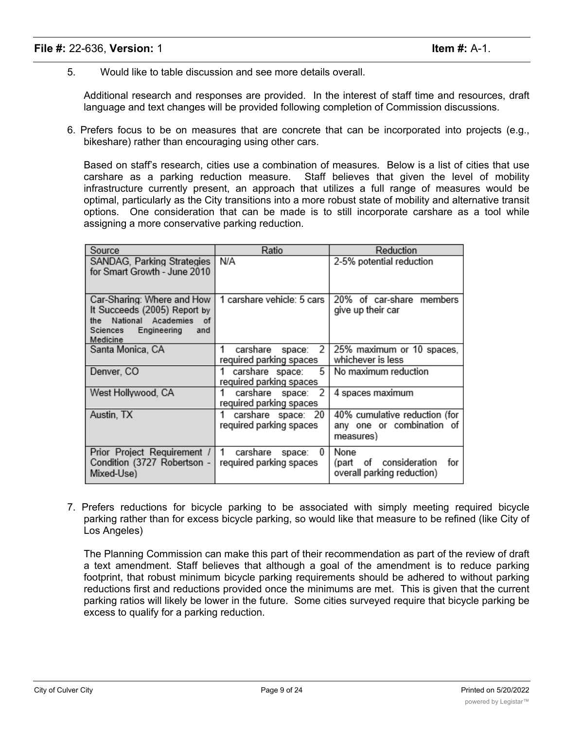5. Would like to table discussion and see more details overall.

   Additional research and responses are provided. In the interest of staff time and resources, draft language and text changes will be provided following completion of Commission discussions.

6. Prefers focus to be on measures that are concrete that can be incorporated into projects (e.g., bikeshare) rather than encouraging using other cars.

   Based on staff's research, cities use a combination of measures. Below is a list of cities that use carshare as a parking reduction measure. Staff believes that given the level of mobility infrastructure currently present, an approach that utilizes a full range of measures would be optimal, particularly as the City transitions into a more robust state of mobility and alternative transit options. One consideration that can be made is to still incorporate carshare as a tool while assigning a more conservative parking reduction.

| Source | Ratio | Reduction |
|---|---|---|
| SANDAG, Parking Strategies for Smart Growth - June 2010 | N/A | 2-5% potential reduction |
| Car-Sharing: Where and How It Succeeds (2005) Report by the National Academies of Sciences Engineering and Medicine | 1 carshare vehicle: 5 cars | 20% of car-share members give up their car |
| Santa Monica, CA | 1 carshare space: 2 required parking spaces | 25% maximum or 10 spaces, whichever is less |
| Denver, CO | 1 carshare space: 5 required parking spaces | No maximum reduction |
| West Hollywood, CA | 1 carshare space: 2 required parking spaces | 4 spaces maximum |
| Austin, TX | 1 carshare space: 20 required parking spaces | 40% cumulative reduction (for any one or combination of measures) |
| Prior Project Requirement / Condition (3727 Robertson - Mixed-Use) | 1 carshare space: 0 required parking spaces | None (part of consideration for overall parking reduction) |

7. Prefers reductions for bicycle parking to be associated with simply meeting required bicycle parking rather than for excess bicycle parking, so would like that measure to be refined (like City of Los Angeles)

   The Planning Commission can make this part of their recommendation as part of the review of draft a text amendment. Staff believes that although a goal of the amendment is to reduce parking footprint, that robust minimum bicycle parking requirements should be adhered to without parking reductions first and reductions provided once the minimums are met. This is given that the current parking ratios will likely be lower in the future. Some cities surveyed require that bicycle parking be excess to qualify for a parking reduction.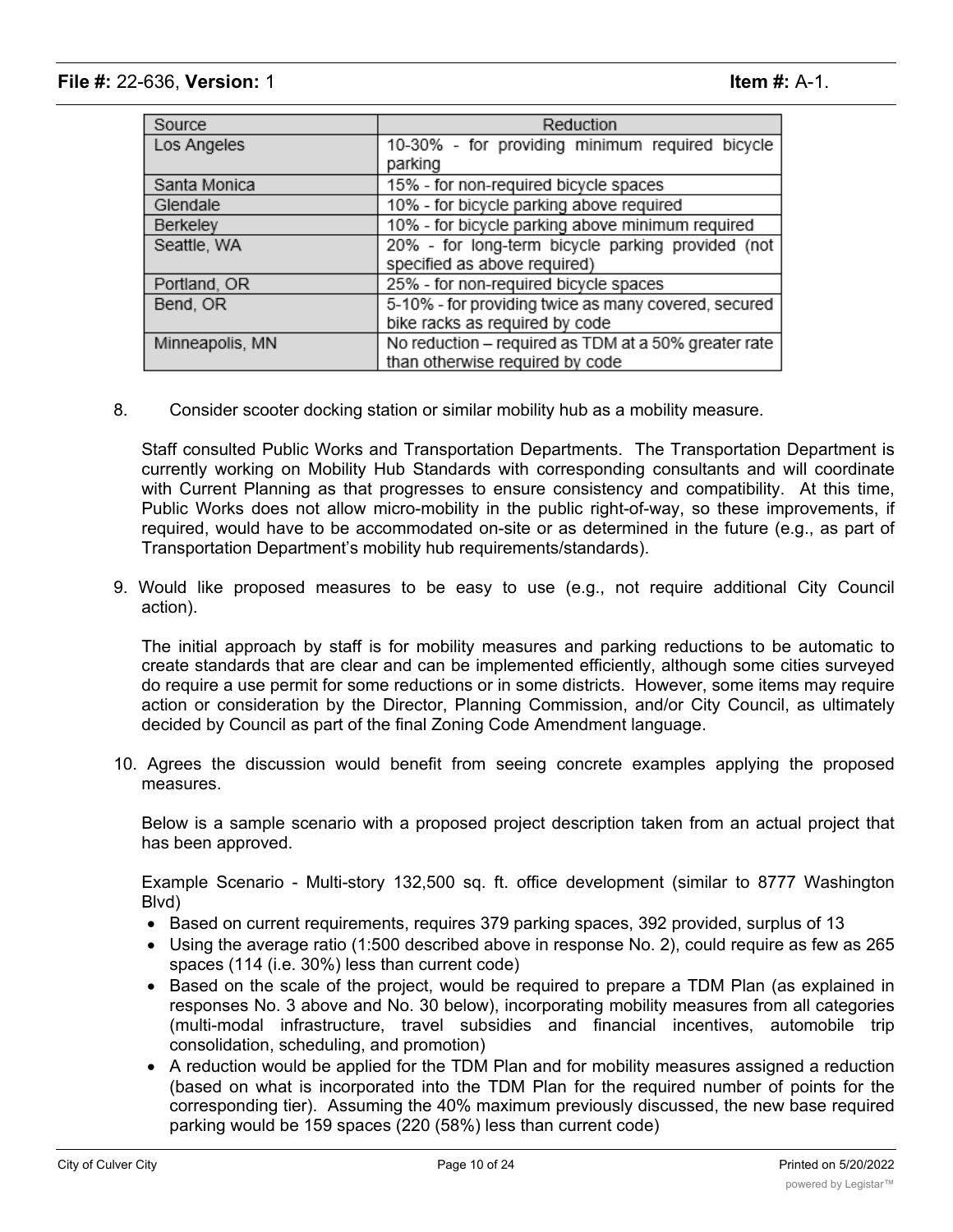| Source | Reduction |
|---|---|
| Los Angeles | 10-30% - for providing minimum required bicycle parking |
| Santa Monica | 15% - for non-required bicycle spaces |
| Glendale | 10% - for bicycle parking above required |
| Berkeley | 10% - for bicycle parking above minimum required |
| Seattle, WA | 20% - for long-term bicycle parking provided (not specified as above required) |
| Portland, OR | 25% - for non-required bicycle spaces |
| Bend, OR | 5-10% - for providing twice as many covered, secured bike racks as required by code |
| Minneapolis, MN | No reduction – required as TDM at a 50% greater rate than otherwise required by code |

8. Consider scooter docking station or similar mobility hub as a mobility measure.

   Staff consulted Public Works and Transportation Departments. The Transportation Department is currently working on Mobility Hub Standards with corresponding consultants and will coordinate with Current Planning as that progresses to ensure consistency and compatibility. At this time, Public Works does not allow micro-mobility in the public right-of-way, so these improvements, if required, would have to be accommodated on-site or as determined in the future (e.g., as part of Transportation Department's mobility hub requirements/standards).

9. Would like proposed measures to be easy to use (e.g., not require additional City Council action).

   The initial approach by staff is for mobility measures and parking reductions to be automatic to create standards that are clear and can be implemented efficiently, although some cities surveyed do require a use permit for some reductions or in some districts. However, some items may require action or consideration by the Director, Planning Commission, and/or City Council, as ultimately decided by Council as part of the final Zoning Code Amendment language.

10. Agrees the discussion would benefit from seeing concrete examples applying the proposed measures.

    Below is a sample scenario with a proposed project description taken from an actual project that has been approved.

    Example Scenario - Multi-story 132,500 sq. ft. office development (similar to 8777 Washington Blvd)

    - Based on current requirements, requires 379 parking spaces, 392 provided, surplus of 13
    - Using the average ratio (1:500 described above in response No. 2), could require as few as 265 spaces (114 (i.e. 30%) less than current code)
    - Based on the scale of the project, would be required to prepare a TDM Plan (as explained in responses No. 3 above and No. 30 below), incorporating mobility measures from all categories (multi-modal infrastructure, travel subsidies and financial incentives, automobile trip consolidation, scheduling, and promotion)
    - A reduction would be applied for the TDM Plan and for mobility measures assigned a reduction (based on what is incorporated into the TDM Plan for the required number of points for the corresponding tier). Assuming the 40% maximum previously discussed, the new base required parking would be 159 spaces (220 (58%) less than current code)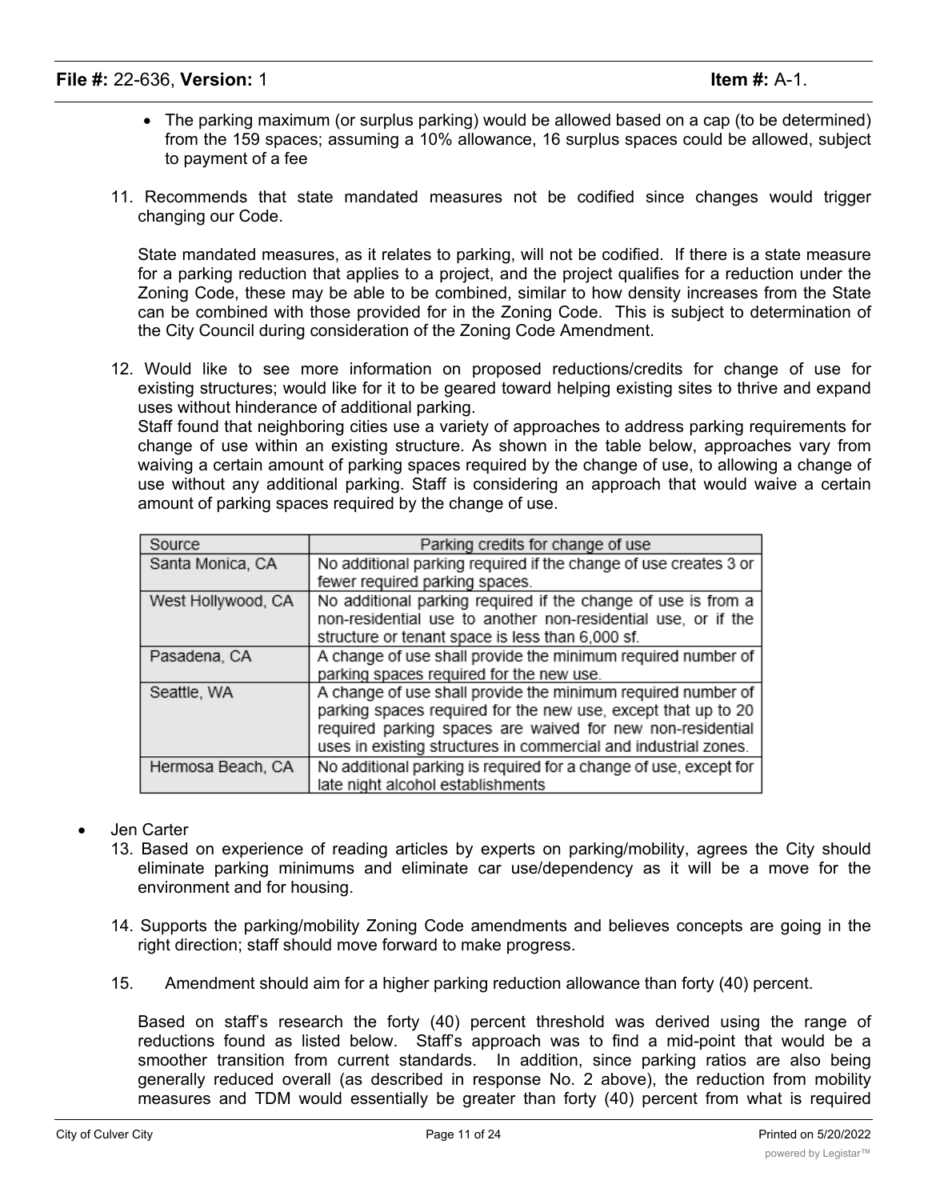- The parking maximum (or surplus parking) would be allowed based on a cap (to be determined) from the 159 spaces; assuming a 10% allowance, 16 surplus spaces could be allowed, subject to payment of a fee

11. Recommends that state mandated measures not be codified since changes would trigger changing our Code.

    State mandated measures, as it relates to parking, will not be codified. If there is a state measure for a parking reduction that applies to a project, and the project qualifies for a reduction under the Zoning Code, these may be able to be combined, similar to how density increases from the State can be combined with those provided for in the Zoning Code. This is subject to determination of the City Council during consideration of the Zoning Code Amendment.

12. Would like to see more information on proposed reductions/credits for change of use for existing structures; would like for it to be geared toward helping existing sites to thrive and expand uses without hinderance of additional parking.
    Staff found that neighboring cities use a variety of approaches to address parking requirements for change of use within an existing structure. As shown in the table below, approaches vary from waiving a certain amount of parking spaces required by the change of use, to allowing a change of use without any additional parking. Staff is considering an approach that would waive a certain amount of parking spaces required by the change of use.

| Source | Parking credits for change of use |
|---|---|
| Santa Monica, CA | No additional parking required if the change of use creates 3 or fewer required parking spaces. |
| West Hollywood, CA | No additional parking required if the change of use is from a non-residential use to another non-residential use, or if the structure or tenant space is less than 6,000 sf. |
| Pasadena, CA | A change of use shall provide the minimum required number of parking spaces required for the new use. |
| Seattle, WA | A change of use shall provide the minimum required number of parking spaces required for the new use, except that up to 20 required parking spaces are waived for new non-residential uses in existing structures in commercial and industrial zones. |
| Hermosa Beach, CA | No additional parking is required for a change of use, except for late night alcohol establishments |

- Jen Carter

13. Based on experience of reading articles by experts on parking/mobility, agrees the City should eliminate parking minimums and eliminate car use/dependency as it will be a move for the environment and for housing.

14. Supports the parking/mobility Zoning Code amendments and believes concepts are going in the right direction; staff should move forward to make progress.

15. Amendment should aim for a higher parking reduction allowance than forty (40) percent.

    Based on staff's research the forty (40) percent threshold was derived using the range of reductions found as listed below. Staff's approach was to find a mid-point that would be a smoother transition from current standards. In addition, since parking ratios are also being generally reduced overall (as described in response No. 2 above), the reduction from mobility measures and TDM would essentially be greater than forty (40) percent from what is required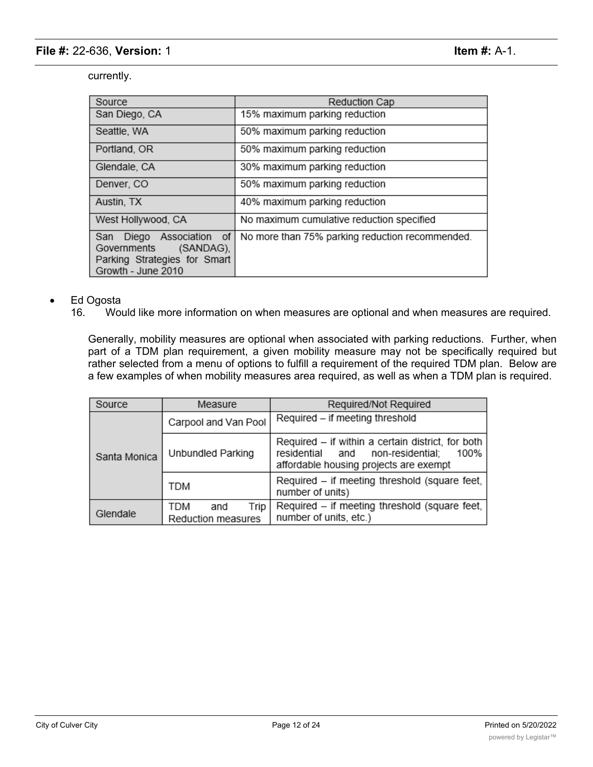currently.

| Source | Reduction Cap |
| --- | --- |
| San Diego, CA | 15% maximum parking reduction |
| Seattle, WA | 50% maximum parking reduction |
| Portland, OR | 50% maximum parking reduction |
| Glendale, CA | 30% maximum parking reduction |
| Denver, CO | 50% maximum parking reduction |
| Austin, TX | 40% maximum parking reduction |
| West Hollywood, CA | No maximum cumulative reduction specified |
| San Diego Association of Governments (SANDAG), Parking Strategies for Smart Growth - June 2010 | No more than 75% parking reduction recommended. |

- Ed Ogosta

16. Would like more information on when measures are optional and when measures are required.

Generally, mobility measures are optional when associated with parking reductions. Further, when part of a TDM plan requirement, a given mobility measure may not be specifically required but rather selected from a menu of options to fulfill a requirement of the required TDM plan. Below are a few examples of when mobility measures area required, as well as when a TDM plan is required.

| Source | Measure | Required/Not Required |
| --- | --- | --- |
| Santa Monica | Carpool and Van Pool | Required – if meeting threshold |
| | Unbundled Parking | Required – if within a certain district, for both residential and non-residential; 100% affordable housing projects are exempt |
| | TDM | Required – if meeting threshold (square feet, number of units) |
| Glendale | TDM and Trip Reduction measures | Required – if meeting threshold (square feet, number of units, etc.) |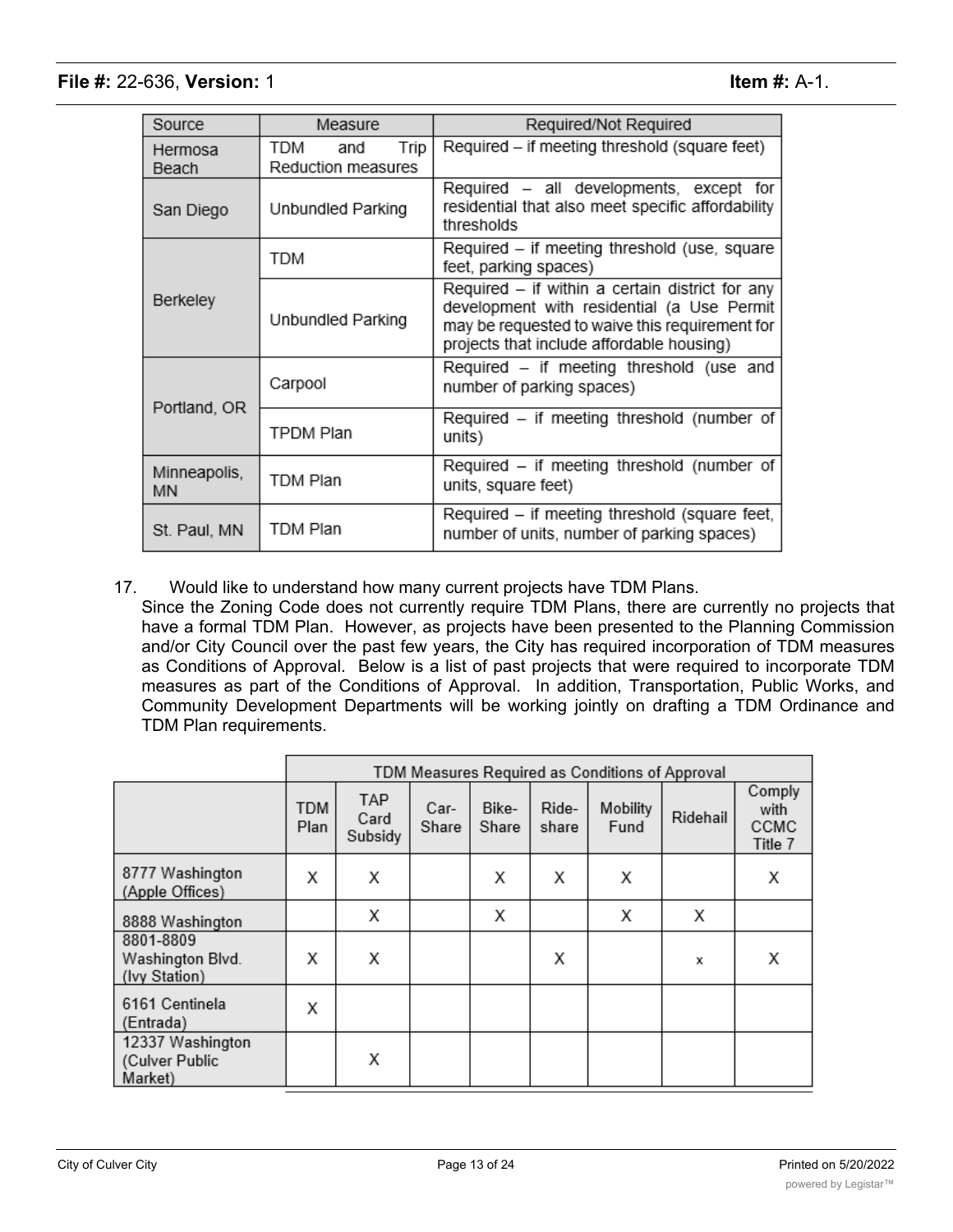| Source | Measure | Required/Not Required |
| --- | --- | --- |
| Hermosa Beach | TDM and Trip Reduction measures | Required – if meeting threshold (square feet) |
| San Diego | Unbundled Parking | Required – all developments, except for residential that also meet specific affordability thresholds |
| Berkeley | TDM | Required – if meeting threshold (use, square feet, parking spaces) |
| | Unbundled Parking | Required – if within a certain district for any development with residential (a Use Permit may be requested to waive this requirement for projects that include affordable housing) |
| Portland, OR | Carpool | Required – if meeting threshold (use and number of parking spaces) |
| | TPDM Plan | Required – if meeting threshold (number of units) |
| Minneapolis, MN | TDM Plan | Required – if meeting threshold (number of units, square feet) |
| St. Paul, MN | TDM Plan | Required – if meeting threshold (square feet, number of units, number of parking spaces) |

17. Would like to understand how many current projects have TDM Plans.
Since the Zoning Code does not currently require TDM Plans, there are currently no projects that have a formal TDM Plan. However, as projects have been presented to the Planning Commission and/or City Council over the past few years, the City has required incorporation of TDM measures as Conditions of Approval. Below is a list of past projects that were required to incorporate TDM measures as part of the Conditions of Approval. In addition, Transportation, Public Works, and Community Development Departments will be working jointly on drafting a TDM Ordinance and TDM Plan requirements.

| | TDM Measures Required as Conditions of Approval | | | | | | | |
| --- | --- | --- | --- | --- | --- | --- | --- | --- |
| | TDM Plan | TAP Card Subsidy | Car-Share | Bike-Share | Ride-share | Mobility Fund | Ridehail | Comply with CCMC Title 7 |
| 8777 Washington (Apple Offices) | X | X | | X | X | X | | X |
| 8888 Washington | | X | | X | | X | X | |
| 8801-8809 Washington Blvd. (Ivy Station) | X | X | | | X | | x | X |
| 6161 Centinela (Entrada) | X | | | | | | | |
| 12337 Washington (Culver Public Market) | | X | | | | | | |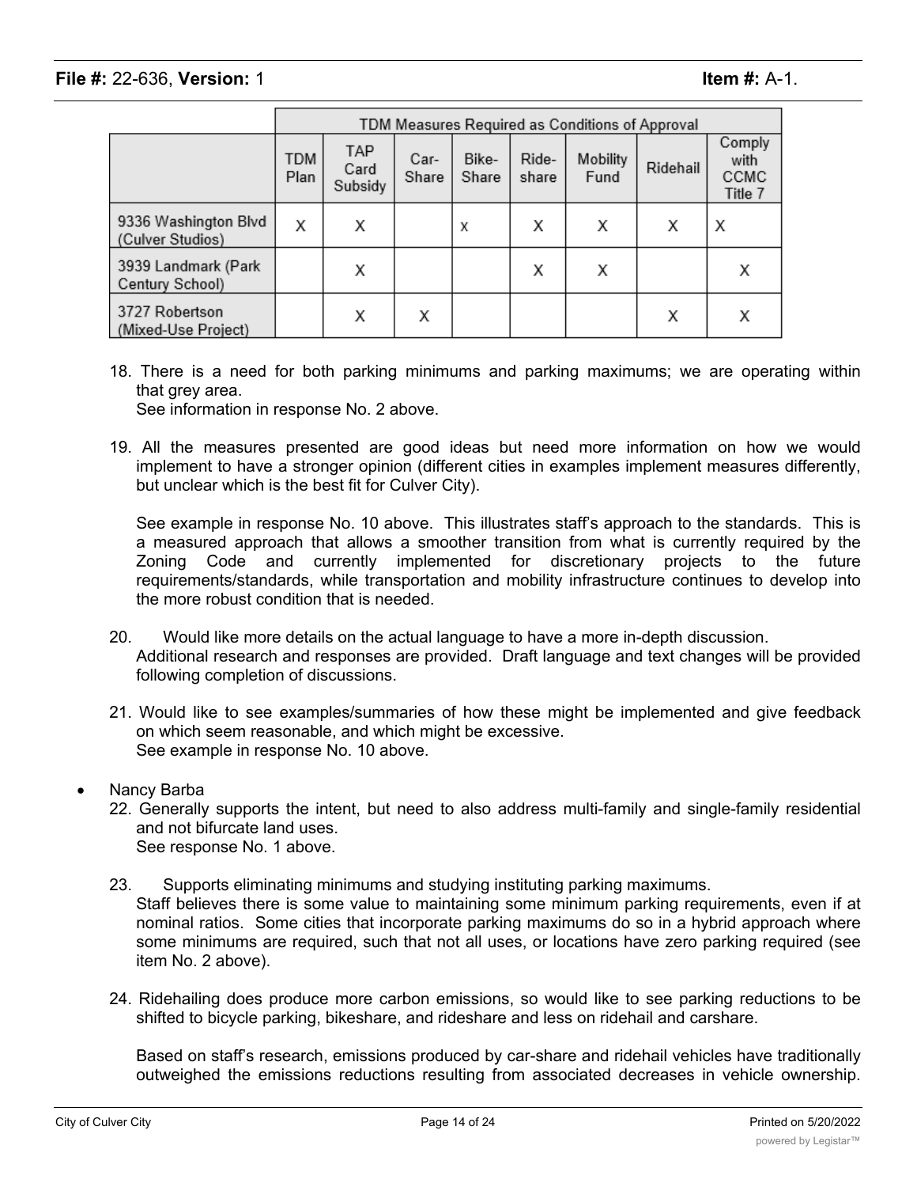| | TDM Measures Required as Conditions of Approval | | | | | | | |
|---|---|---|---|---|---|---|---|---|
| | TDM Plan | TAP Card Subsidy | Car-Share | Bike-Share | Ride-share | Mobility Fund | Ridehail | Comply with CCMC Title 7 |
| 9336 Washington Blvd (Culver Studios) | X | X | | x | X | X | X | X |
| 3939 Landmark (Park Century School) | | X | | | X | X | | X |
| 3727 Robertson (Mixed-Use Project) | | X | X | | | | X | X |

18. There is a need for both parking minimums and parking maximums; we are operating within that grey area.
    See information in response No. 2 above.

19. All the measures presented are good ideas but need more information on how we would implement to have a stronger opinion (different cities in examples implement measures differently, but unclear which is the best fit for Culver City).

    See example in response No. 10 above. This illustrates staff's approach to the standards. This is a measured approach that allows a smoother transition from what is currently required by the Zoning Code and currently implemented for discretionary projects to the future requirements/standards, while transportation and mobility infrastructure continues to develop into the more robust condition that is needed.

20. Would like more details on the actual language to have a more in-depth discussion.
    Additional research and responses are provided. Draft language and text changes will be provided following completion of discussions.

21. Would like to see examples/summaries of how these might be implemented and give feedback on which seem reasonable, and which might be excessive.
    See example in response No. 10 above.

- Nancy Barba

22. Generally supports the intent, but need to also address multi-family and single-family residential and not bifurcate land uses.
    See response No. 1 above.

23. Supports eliminating minimums and studying instituting parking maximums.
    Staff believes there is some value to maintaining some minimum parking requirements, even if at nominal ratios. Some cities that incorporate parking maximums do so in a hybrid approach where some minimums are required, such that not all uses, or locations have zero parking required (see item No. 2 above).

24. Ridehailing does produce more carbon emissions, so would like to see parking reductions to be shifted to bicycle parking, bikeshare, and rideshare and less on ridehail and carshare.

    Based on staff's research, emissions produced by car-share and ridehail vehicles have traditionally outweighed the emissions reductions resulting from associated decreases in vehicle ownership.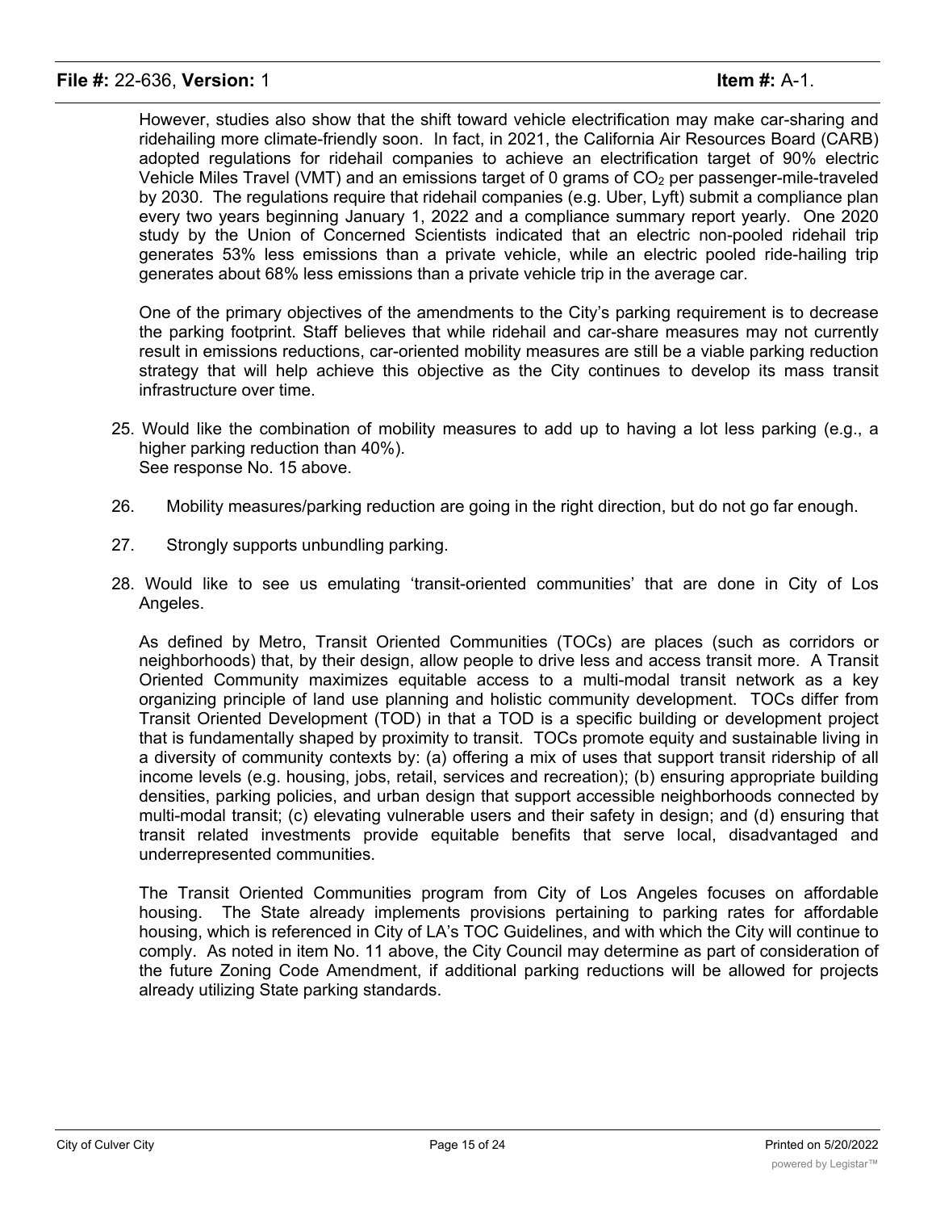However, studies also show that the shift toward vehicle electrification may make car-sharing and ridehailing more climate-friendly soon. In fact, in 2021, the California Air Resources Board (CARB) adopted regulations for ridehail companies to achieve an electrification target of 90% electric Vehicle Miles Travel (VMT) and an emissions target of 0 grams of $CO_2$ per passenger-mile-traveled by 2030. The regulations require that ridehail companies (e.g. Uber, Lyft) submit a compliance plan every two years beginning January 1, 2022 and a compliance summary report yearly. One 2020 study by the Union of Concerned Scientists indicated that an electric non-pooled ridehail trip generates 53% less emissions than a private vehicle, while an electric pooled ride-hailing trip generates about 68% less emissions than a private vehicle trip in the average car.

One of the primary objectives of the amendments to the City's parking requirement is to decrease the parking footprint. Staff believes that while ridehail and car-share measures may not currently result in emissions reductions, car-oriented mobility measures are still be a viable parking reduction strategy that will help achieve this objective as the City continues to develop its mass transit infrastructure over time.

25. Would like the combination of mobility measures to add up to having a lot less parking (e.g., a higher parking reduction than 40%).
    See response No. 15 above.

26. Mobility measures/parking reduction are going in the right direction, but do not go far enough.

27. Strongly supports unbundling parking.

28. Would like to see us emulating 'transit-oriented communities' that are done in City of Los Angeles.

    As defined by Metro, Transit Oriented Communities (TOCs) are places (such as corridors or neighborhoods) that, by their design, allow people to drive less and access transit more. A Transit Oriented Community maximizes equitable access to a multi-modal transit network as a key organizing principle of land use planning and holistic community development. TOCs differ from Transit Oriented Development (TOD) in that a TOD is a specific building or development project that is fundamentally shaped by proximity to transit. TOCs promote equity and sustainable living in a diversity of community contexts by: (a) offering a mix of uses that support transit ridership of all income levels (e.g. housing, jobs, retail, services and recreation); (b) ensuring appropriate building densities, parking policies, and urban design that support accessible neighborhoods connected by multi-modal transit; (c) elevating vulnerable users and their safety in design; and (d) ensuring that transit related investments provide equitable benefits that serve local, disadvantaged and underrepresented communities.

    The Transit Oriented Communities program from City of Los Angeles focuses on affordable housing. The State already implements provisions pertaining to parking rates for affordable housing, which is referenced in City of LA's TOC Guidelines, and with which the City will continue to comply. As noted in item No. 11 above, the City Council may determine as part of consideration of the future Zoning Code Amendment, if additional parking reductions will be allowed for projects already utilizing State parking standards.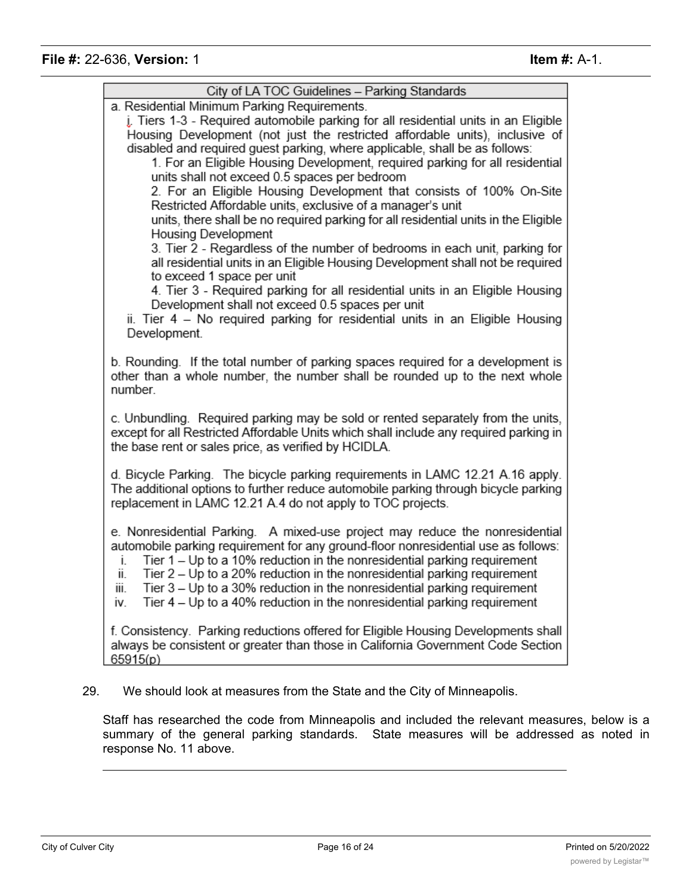**City of LA TOC Guidelines – Parking Standards**

a. Residential Minimum Parking Requirements.

i. Tiers 1-3 - Required automobile parking for all residential units in an Eligible Housing Development (not just the restricted affordable units), inclusive of disabled and required guest parking, where applicable, shall be as follows:

1. For an Eligible Housing Development, required parking for all residential units shall not exceed 0.5 spaces per bedroom
2. For an Eligible Housing Development that consists of 100% On-Site Restricted Affordable units, exclusive of a manager's unit units, there shall be no required parking for all residential units in the Eligible Housing Development
3. Tier 2 - Regardless of the number of bedrooms in each unit, parking for all residential units in an Eligible Housing Development shall not be required to exceed 1 space per unit
4. Tier 3 - Required parking for all residential units in an Eligible Housing Development shall not exceed 0.5 spaces per unit

ii. Tier 4 – No required parking for residential units in an Eligible Housing Development.

b. Rounding. If the total number of parking spaces required for a development is other than a whole number, the number shall be rounded up to the next whole number.

c. Unbundling. Required parking may be sold or rented separately from the units, except for all Restricted Affordable Units which shall include any required parking in the base rent or sales price, as verified by HCIDLA.

d. Bicycle Parking. The bicycle parking requirements in LAMC 12.21 A.16 apply. The additional options to further reduce automobile parking through bicycle parking replacement in LAMC 12.21 A.4 do not apply to TOC projects.

e. Nonresidential Parking. A mixed-use project may reduce the nonresidential automobile parking requirement for any ground-floor nonresidential use as follows:

i. Tier 1 – Up to a 10% reduction in the nonresidential parking requirement
ii. Tier 2 – Up to a 20% reduction in the nonresidential parking requirement
iii. Tier 3 – Up to a 30% reduction in the nonresidential parking requirement
iv. Tier 4 – Up to a 40% reduction in the nonresidential parking requirement

f. Consistency. Parking reductions offered for Eligible Housing Developments shall always be consistent or greater than those in California Government Code Section 65915(p)

29. We should look at measures from the State and the City of Minneapolis.

Staff has researched the code from Minneapolis and included the relevant measures, below is a summary of the general parking standards. State measures will be addressed as noted in response No. 11 above.

---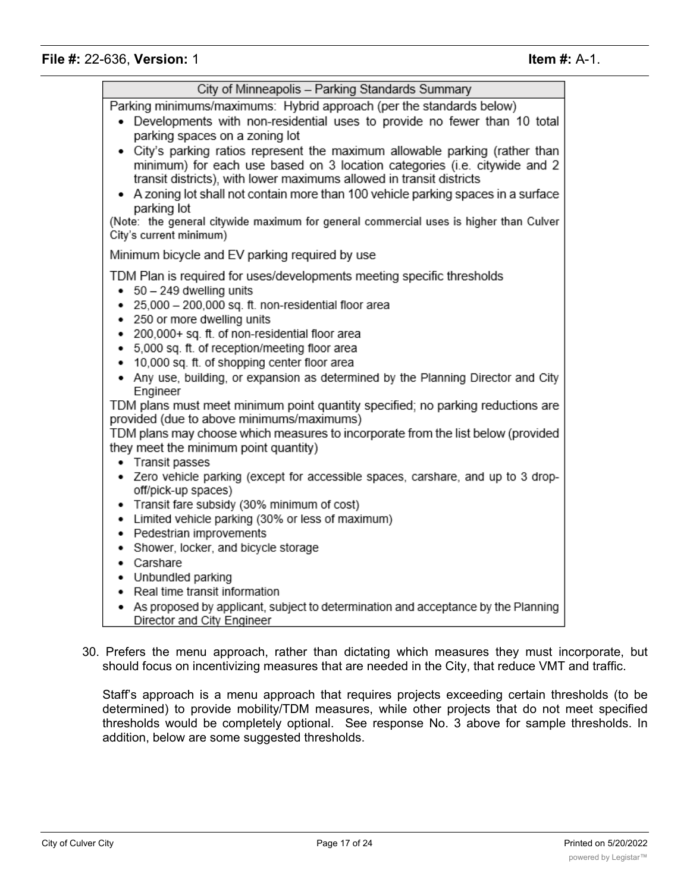| City of Minneapolis – Parking Standards Summary |
| --- |
| Parking minimums/maximums: Hybrid approach (per the standards below)<br>• Developments with non-residential uses to provide no fewer than 10 total parking spaces on a zoning lot<br>• City's parking ratios represent the maximum allowable parking (rather than minimum) for each use based on 3 location categories (i.e. citywide and 2 transit districts), with lower maximums allowed in transit districts<br>• A zoning lot shall not contain more than 100 vehicle parking spaces in a surface parking lot<br>(Note: the general citywide maximum for general commercial uses is higher than Culver City's current minimum) |
| Minimum bicycle and EV parking required by use |
| TDM Plan is required for uses/developments meeting specific thresholds<br>• 50 – 249 dwelling units<br>• 25,000 – 200,000 sq. ft. non-residential floor area<br>• 250 or more dwelling units<br>• 200,000+ sq. ft. of non-residential floor area<br>• 5,000 sq. ft. of reception/meeting floor area<br>• 10,000 sq. ft. of shopping center floor area<br>• Any use, building, or expansion as determined by the Planning Director and City Engineer<br>TDM plans must meet minimum point quantity specified; no parking reductions are provided (due to above minimums/maximums)<br>TDM plans may choose which measures to incorporate from the list below (provided they meet the minimum point quantity)<br>• Transit passes<br>• Zero vehicle parking (except for accessible spaces, carshare, and up to 3 drop-off/pick-up spaces)<br>• Transit fare subsidy (30% minimum of cost)<br>• Limited vehicle parking (30% or less of maximum)<br>• Pedestrian improvements<br>• Shower, locker, and bicycle storage<br>• Carshare<br>• Unbundled parking<br>• Real time transit information<br>• As proposed by applicant, subject to determination and acceptance by the Planning Director and City Engineer |

30. Prefers the menu approach, rather than dictating which measures they must incorporate, but should focus on incentivizing measures that are needed in the City, that reduce VMT and traffic.

    Staff's approach is a menu approach that requires projects exceeding certain thresholds (to be determined) to provide mobility/TDM measures, while other projects that do not meet specified thresholds would be completely optional. See response No. 3 above for sample thresholds. In addition, below are some suggested thresholds.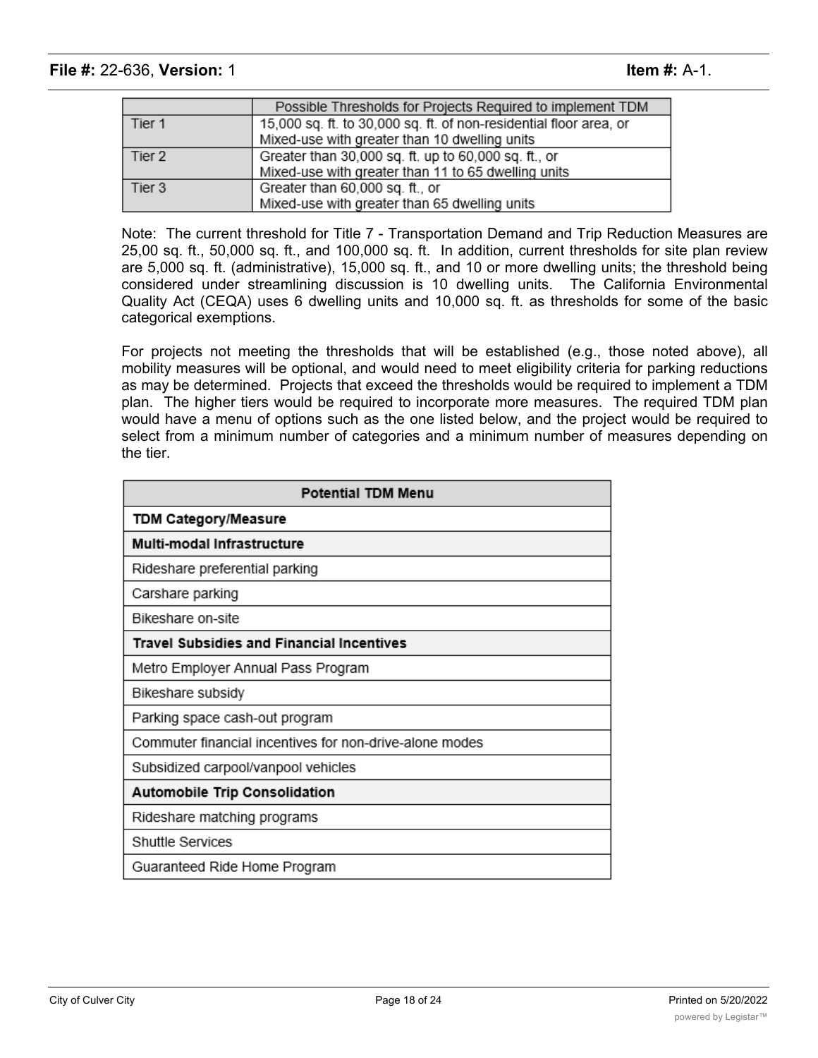| | Possible Thresholds for Projects Required to implement TDM |
|---|---|
| Tier 1 | 15,000 sq. ft. to 30,000 sq. ft. of non-residential floor area, or Mixed-use with greater than 10 dwelling units |
| Tier 2 | Greater than 30,000 sq. ft. up to 60,000 sq. ft., or Mixed-use with greater than 11 to 65 dwelling units |
| Tier 3 | Greater than 60,000 sq. ft., or Mixed-use with greater than 65 dwelling units |

Note: The current threshold for Title 7 - Transportation Demand and Trip Reduction Measures are 25,00 sq. ft., 50,000 sq. ft., and 100,000 sq. ft. In addition, current thresholds for site plan review are 5,000 sq. ft. (administrative), 15,000 sq. ft., and 10 or more dwelling units; the threshold being considered under streamlining discussion is 10 dwelling units. The California Environmental Quality Act (CEQA) uses 6 dwelling units and 10,000 sq. ft. as thresholds for some of the basic categorical exemptions.

For projects not meeting the thresholds that will be established (e.g., those noted above), all mobility measures will be optional, and would need to meet eligibility criteria for parking reductions as may be determined. Projects that exceed the thresholds would be required to implement a TDM plan. The higher tiers would be required to incorporate more measures. The required TDM plan would have a menu of options such as the one listed below, and the project would be required to select from a minimum number of categories and a minimum number of measures depending on the tier.

| Potential TDM Menu |
|---|
| **TDM Category/Measure** |
| **Multi-modal Infrastructure** |
| Rideshare preferential parking |
| Carshare parking |
| Bikeshare on-site |
| **Travel Subsidies and Financial Incentives** |
| Metro Employer Annual Pass Program |
| Bikeshare subsidy |
| Parking space cash-out program |
| Commuter financial incentives for non-drive-alone modes |
| Subsidized carpool/vanpool vehicles |
| **Automobile Trip Consolidation** |
| Rideshare matching programs |
| Shuttle Services |
| Guaranteed Ride Home Program |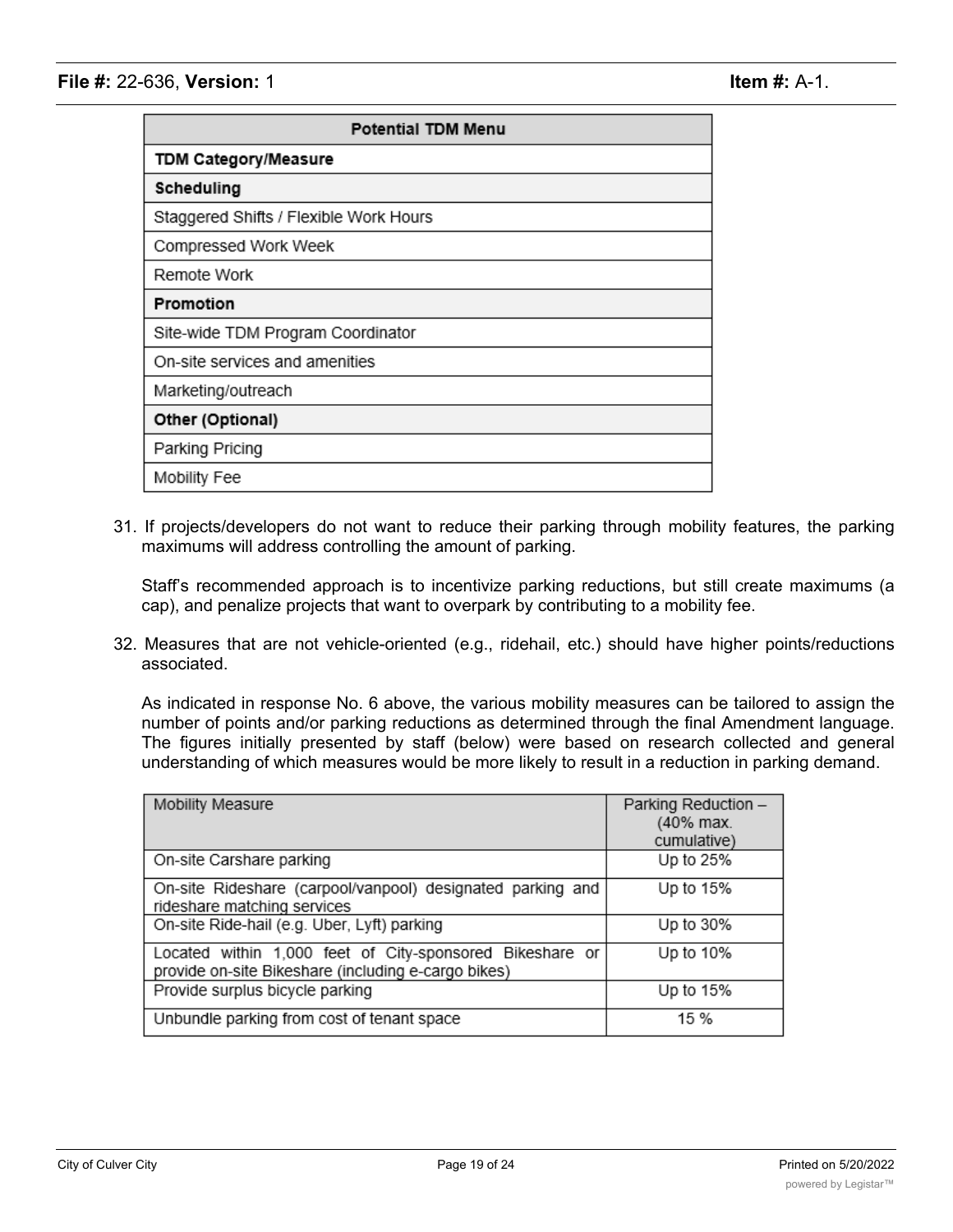| Potential TDM Menu |
|---|
| **TDM Category/Measure** |
| **Scheduling** |
| Staggered Shifts / Flexible Work Hours |
| Compressed Work Week |
| Remote Work |
| **Promotion** |
| Site-wide TDM Program Coordinator |
| On-site services and amenities |
| Marketing/outreach |
| **Other (Optional)** |
| Parking Pricing |
| Mobility Fee |

31. If projects/developers do not want to reduce their parking through mobility features, the parking maximums will address controlling the amount of parking.

    Staff's recommended approach is to incentivize parking reductions, but still create maximums (a cap), and penalize projects that want to overpark by contributing to a mobility fee.

32. Measures that are not vehicle-oriented (e.g., ridehail, etc.) should have higher points/reductions associated.

    As indicated in response No. 6 above, the various mobility measures can be tailored to assign the number of points and/or parking reductions as determined through the final Amendment language. The figures initially presented by staff (below) were based on research collected and general understanding of which measures would be more likely to result in a reduction in parking demand.

| Mobility Measure | Parking Reduction – (40% max. cumulative) |
|---|---|
| On-site Carshare parking | Up to 25% |
| On-site Rideshare (carpool/vanpool) designated parking and rideshare matching services | Up to 15% |
| On-site Ride-hail (e.g. Uber, Lyft) parking | Up to 30% |
| Located within 1,000 feet of City-sponsored Bikeshare or provide on-site Bikeshare (including e-cargo bikes) | Up to 10% |
| Provide surplus bicycle parking | Up to 15% |
| Unbundle parking from cost of tenant space | 15 % |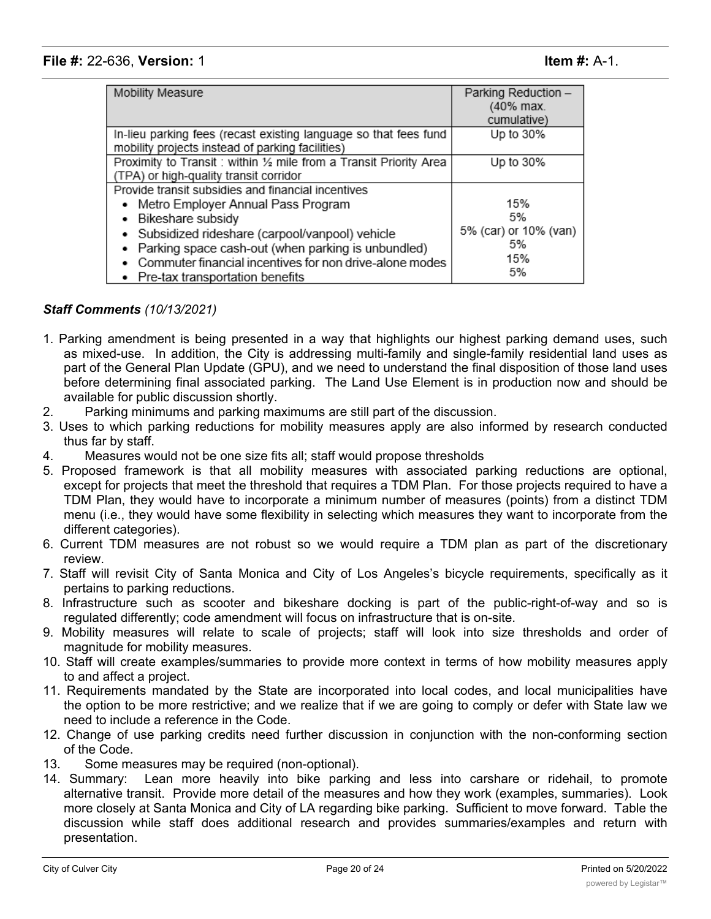| Mobility Measure | Parking Reduction – (40% max. cumulative) |
|---|---|
| In-lieu parking fees (recast existing language so that fees fund mobility projects instead of parking facilities) | Up to 30% |
| Proximity to Transit : within ½ mile from a Transit Priority Area (TPA) or high-quality transit corridor | Up to 30% |
| Provide transit subsidies and financial incentives<br>• Metro Employer Annual Pass Program<br>• Bikeshare subsidy<br>• Subsidized rideshare (carpool/vanpool) vehicle<br>• Parking space cash-out (when parking is unbundled)<br>• Commuter financial incentives for non drive-alone modes<br>• Pre-tax transportation benefits | <br>15%<br>5%<br>5% (car) or 10% (van)<br>5%<br>15%<br>5% |

***Staff Comments*** *(10/13/2021)*

1. Parking amendment is being presented in a way that highlights our highest parking demand uses, such as mixed-use. In addition, the City is addressing multi-family and single-family residential land uses as part of the General Plan Update (GPU), and we need to understand the final disposition of those land uses before determining final associated parking. The Land Use Element is in production now and should be available for public discussion shortly.
2. Parking minimums and parking maximums are still part of the discussion.
3. Uses to which parking reductions for mobility measures apply are also informed by research conducted thus far by staff.
4. Measures would not be one size fits all; staff would propose thresholds
5. Proposed framework is that all mobility measures with associated parking reductions are optional, except for projects that meet the threshold that requires a TDM Plan. For those projects required to have a TDM Plan, they would have to incorporate a minimum number of measures (points) from a distinct TDM menu (i.e., they would have some flexibility in selecting which measures they want to incorporate from the different categories).
6. Current TDM measures are not robust so we would require a TDM plan as part of the discretionary review.
7. Staff will revisit City of Santa Monica and City of Los Angeles's bicycle requirements, specifically as it pertains to parking reductions.
8. Infrastructure such as scooter and bikeshare docking is part of the public-right-of-way and so is regulated differently; code amendment will focus on infrastructure that is on-site.
9. Mobility measures will relate to scale of projects; staff will look into size thresholds and order of magnitude for mobility measures.
10. Staff will create examples/summaries to provide more context in terms of how mobility measures apply to and affect a project.
11. Requirements mandated by the State are incorporated into local codes, and local municipalities have the option to be more restrictive; and we realize that if we are going to comply or defer with State law we need to include a reference in the Code.
12. Change of use parking credits need further discussion in conjunction with the non-conforming section of the Code.
13. Some measures may be required (non-optional).
14. Summary: Lean more heavily into bike parking and less into carshare or ridehail, to promote alternative transit. Provide more detail of the measures and how they work (examples, summaries). Look more closely at Santa Monica and City of LA regarding bike parking. Sufficient to move forward. Table the discussion while staff does additional research and provides summaries/examples and return with presentation.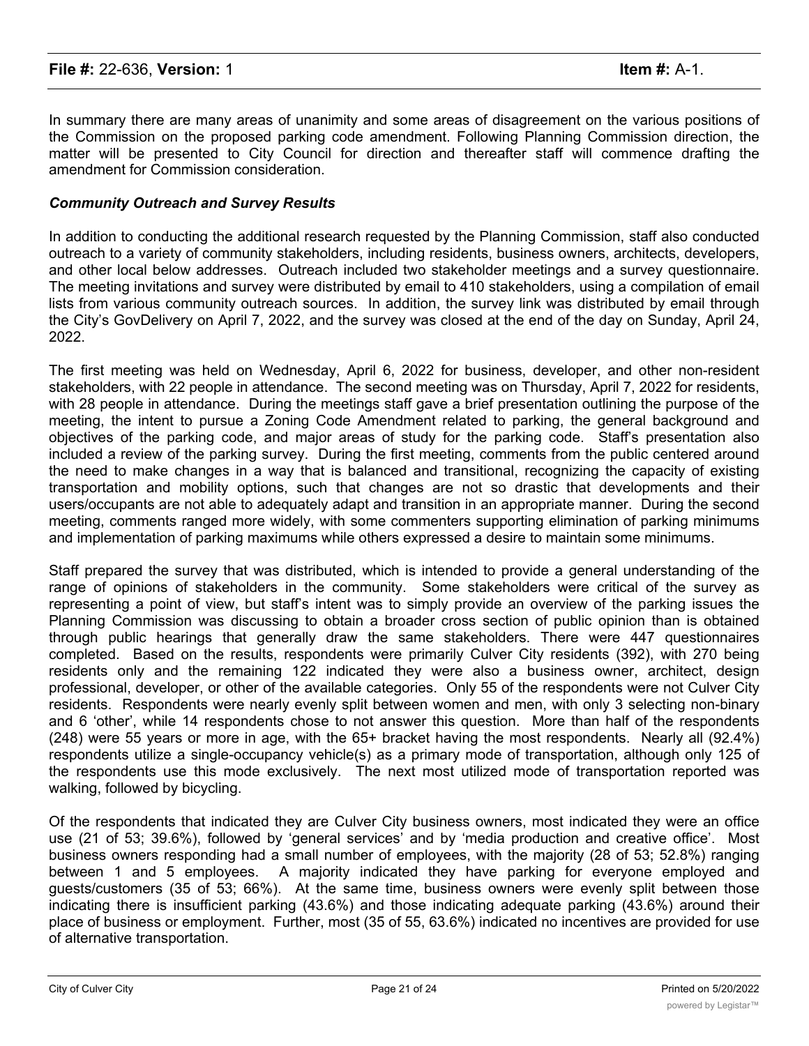In summary there are many areas of unanimity and some areas of disagreement on the various positions of the Commission on the proposed parking code amendment. Following Planning Commission direction, the matter will be presented to City Council for direction and thereafter staff will commence drafting the amendment for Commission consideration.

***Community Outreach and Survey Results***

In addition to conducting the additional research requested by the Planning Commission, staff also conducted outreach to a variety of community stakeholders, including residents, business owners, architects, developers, and other local below addresses. Outreach included two stakeholder meetings and a survey questionnaire. The meeting invitations and survey were distributed by email to 410 stakeholders, using a compilation of email lists from various community outreach sources. In addition, the survey link was distributed by email through the City's GovDelivery on April 7, 2022, and the survey was closed at the end of the day on Sunday, April 24, 2022.

The first meeting was held on Wednesday, April 6, 2022 for business, developer, and other non-resident stakeholders, with 22 people in attendance. The second meeting was on Thursday, April 7, 2022 for residents, with 28 people in attendance. During the meetings staff gave a brief presentation outlining the purpose of the meeting, the intent to pursue a Zoning Code Amendment related to parking, the general background and objectives of the parking code, and major areas of study for the parking code. Staff's presentation also included a review of the parking survey. During the first meeting, comments from the public centered around the need to make changes in a way that is balanced and transitional, recognizing the capacity of existing transportation and mobility options, such that changes are not so drastic that developments and their users/occupants are not able to adequately adapt and transition in an appropriate manner. During the second meeting, comments ranged more widely, with some commenters supporting elimination of parking minimums and implementation of parking maximums while others expressed a desire to maintain some minimums.

Staff prepared the survey that was distributed, which is intended to provide a general understanding of the range of opinions of stakeholders in the community. Some stakeholders were critical of the survey as representing a point of view, but staff's intent was to simply provide an overview of the parking issues the Planning Commission was discussing to obtain a broader cross section of public opinion than is obtained through public hearings that generally draw the same stakeholders. There were 447 questionnaires completed. Based on the results, respondents were primarily Culver City residents (392), with 270 being residents only and the remaining 122 indicated they were also a business owner, architect, design professional, developer, or other of the available categories. Only 55 of the respondents were not Culver City residents. Respondents were nearly evenly split between women and men, with only 3 selecting non-binary and 6 'other', while 14 respondents chose to not answer this question. More than half of the respondents (248) were 55 years or more in age, with the 65+ bracket having the most respondents. Nearly all (92.4%) respondents utilize a single-occupancy vehicle(s) as a primary mode of transportation, although only 125 of the respondents use this mode exclusively. The next most utilized mode of transportation reported was walking, followed by bicycling.

Of the respondents that indicated they are Culver City business owners, most indicated they were an office use (21 of 53; 39.6%), followed by 'general services' and by 'media production and creative office'. Most business owners responding had a small number of employees, with the majority (28 of 53; 52.8%) ranging between 1 and 5 employees. A majority indicated they have parking for everyone employed and guests/customers (35 of 53; 66%). At the same time, business owners were evenly split between those indicating there is insufficient parking (43.6%) and those indicating adequate parking (43.6%) around their place of business or employment. Further, most (35 of 55, 63.6%) indicated no incentives are provided for use of alternative transportation.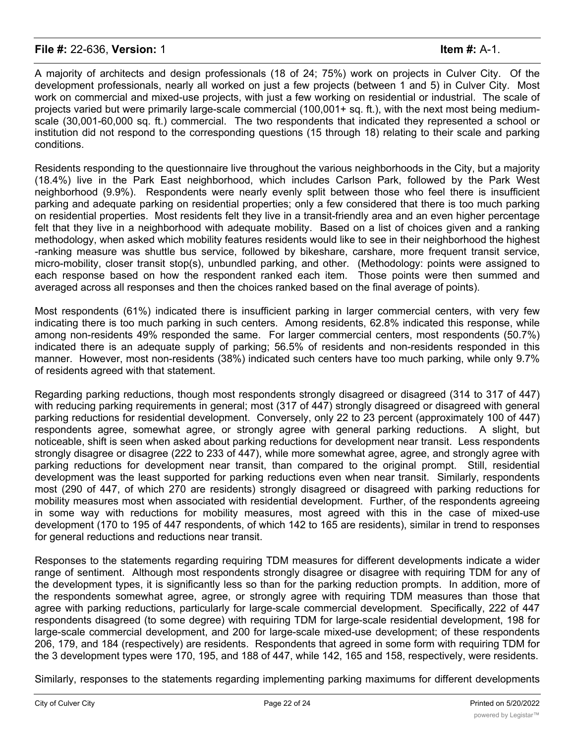A majority of architects and design professionals (18 of 24; 75%) work on projects in Culver City. Of the development professionals, nearly all worked on just a few projects (between 1 and 5) in Culver City. Most work on commercial and mixed-use projects, with just a few working on residential or industrial. The scale of projects varied but were primarily large-scale commercial (100,001+ sq. ft.), with the next most being medium-scale (30,001-60,000 sq. ft.) commercial. The two respondents that indicated they represented a school or institution did not respond to the corresponding questions (15 through 18) relating to their scale and parking conditions.

Residents responding to the questionnaire live throughout the various neighborhoods in the City, but a majority (18.4%) live in the Park East neighborhood, which includes Carlson Park, followed by the Park West neighborhood (9.9%). Respondents were nearly evenly split between those who feel there is insufficient parking and adequate parking on residential properties; only a few considered that there is too much parking on residential properties. Most residents felt they live in a transit-friendly area and an even higher percentage felt that they live in a neighborhood with adequate mobility. Based on a list of choices given and a ranking methodology, when asked which mobility features residents would like to see in their neighborhood the highest -ranking measure was shuttle bus service, followed by bikeshare, carshare, more frequent transit service, micro-mobility, closer transit stop(s), unbundled parking, and other. (Methodology: points were assigned to each response based on how the respondent ranked each item. Those points were then summed and averaged across all responses and then the choices ranked based on the final average of points).

Most respondents (61%) indicated there is insufficient parking in larger commercial centers, with very few indicating there is too much parking in such centers. Among residents, 62.8% indicated this response, while among non-residents 49% responded the same. For larger commercial centers, most respondents (50.7%) indicated there is an adequate supply of parking; 56.5% of residents and non-residents responded in this manner. However, most non-residents (38%) indicated such centers have too much parking, while only 9.7% of residents agreed with that statement.

Regarding parking reductions, though most respondents strongly disagreed or disagreed (314 to 317 of 447) with reducing parking requirements in general; most (317 of 447) strongly disagreed or disagreed with general parking reductions for residential development. Conversely, only 22 to 23 percent (approximately 100 of 447) respondents agree, somewhat agree, or strongly agree with general parking reductions. A slight, but noticeable, shift is seen when asked about parking reductions for development near transit. Less respondents strongly disagree or disagree (222 to 233 of 447), while more somewhat agree, agree, and strongly agree with parking reductions for development near transit, than compared to the original prompt. Still, residential development was the least supported for parking reductions even when near transit. Similarly, respondents most (290 of 447, of which 270 are residents) strongly disagreed or disagreed with parking reductions for mobility measures most when associated with residential development. Further, of the respondents agreeing in some way with reductions for mobility measures, most agreed with this in the case of mixed-use development (170 to 195 of 447 respondents, of which 142 to 165 are residents), similar in trend to responses for general reductions and reductions near transit.

Responses to the statements regarding requiring TDM measures for different developments indicate a wider range of sentiment. Although most respondents strongly disagree or disagree with requiring TDM for any of the development types, it is significantly less so than for the parking reduction prompts. In addition, more of the respondents somewhat agree, agree, or strongly agree with requiring TDM measures than those that agree with parking reductions, particularly for large-scale commercial development. Specifically, 222 of 447 respondents disagreed (to some degree) with requiring TDM for large-scale residential development, 198 for large-scale commercial development, and 200 for large-scale mixed-use development; of these respondents 206, 179, and 184 (respectively) are residents. Respondents that agreed in some form with requiring TDM for the 3 development types were 170, 195, and 188 of 447, while 142, 165 and 158, respectively, were residents.

Similarly, responses to the statements regarding implementing parking maximums for different developments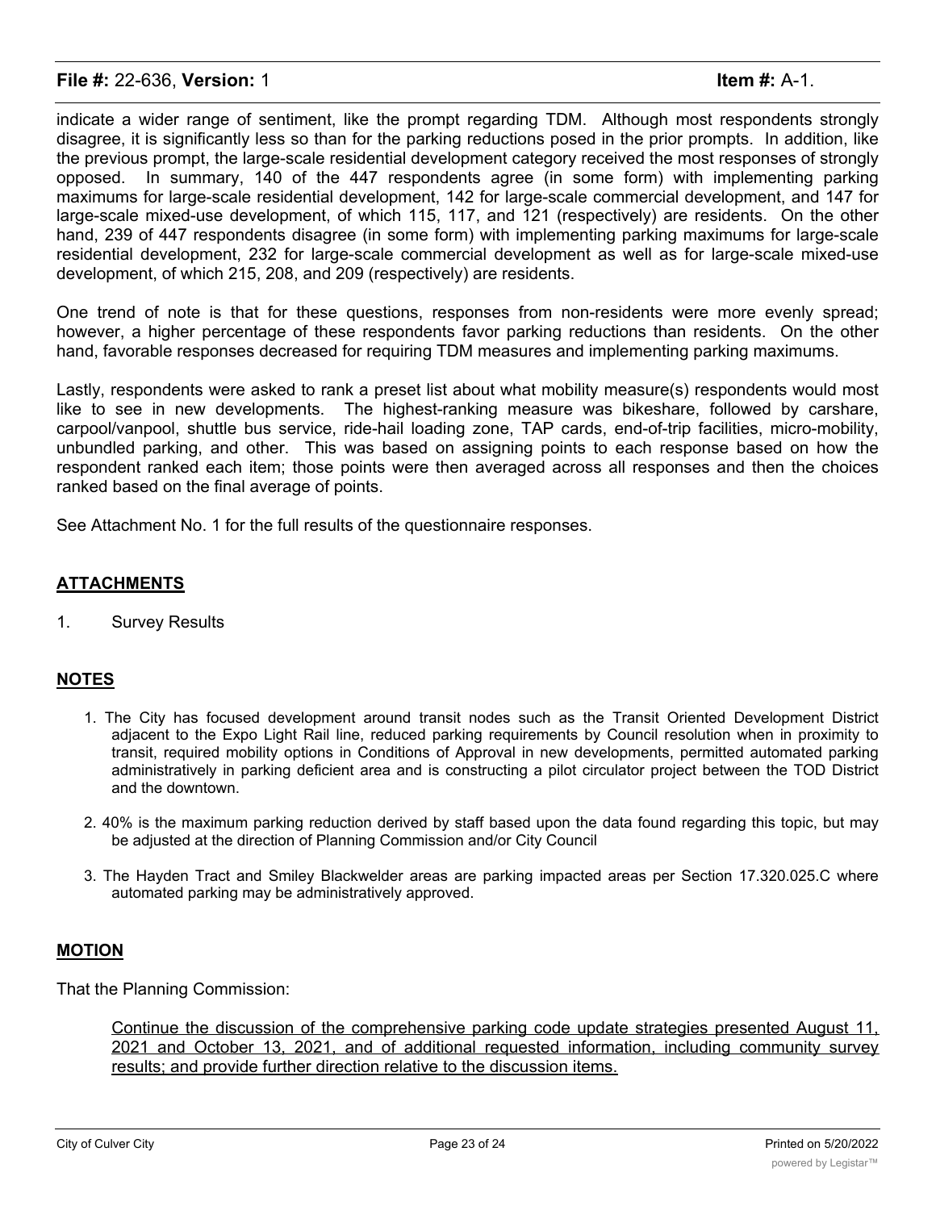indicate a wider range of sentiment, like the prompt regarding TDM. Although most respondents strongly disagree, it is significantly less so than for the parking reductions posed in the prior prompts. In addition, like the previous prompt, the large-scale residential development category received the most responses of strongly opposed. In summary, 140 of the 447 respondents agree (in some form) with implementing parking maximums for large-scale residential development, 142 for large-scale commercial development, and 147 for large-scale mixed-use development, of which 115, 117, and 121 (respectively) are residents. On the other hand, 239 of 447 respondents disagree (in some form) with implementing parking maximums for large-scale residential development, 232 for large-scale commercial development as well as for large-scale mixed-use development, of which 215, 208, and 209 (respectively) are residents.

One trend of note is that for these questions, responses from non-residents were more evenly spread; however, a higher percentage of these respondents favor parking reductions than residents. On the other hand, favorable responses decreased for requiring TDM measures and implementing parking maximums.

Lastly, respondents were asked to rank a preset list about what mobility measure(s) respondents would most like to see in new developments. The highest-ranking measure was bikeshare, followed by carshare, carpool/vanpool, shuttle bus service, ride-hail loading zone, TAP cards, end-of-trip facilities, micro-mobility, unbundled parking, and other. This was based on assigning points to each response based on how the respondent ranked each item; those points were then averaged across all responses and then the choices ranked based on the final average of points.

See Attachment No. 1 for the full results of the questionnaire responses.

## ATTACHMENTS

1. Survey Results

## NOTES

1. The City has focused development around transit nodes such as the Transit Oriented Development District adjacent to the Expo Light Rail line, reduced parking requirements by Council resolution when in proximity to transit, required mobility options in Conditions of Approval in new developments, permitted automated parking administratively in parking deficient area and is constructing a pilot circulator project between the TOD District and the downtown.
2. 40% is the maximum parking reduction derived by staff based upon the data found regarding this topic, but may be adjusted at the direction of Planning Commission and/or City Council
3. The Hayden Tract and Smiley Blackwelder areas are parking impacted areas per Section 17.320.025.C where automated parking may be administratively approved.

## MOTION

That the Planning Commission:

Continue the discussion of the comprehensive parking code update strategies presented August 11, 2021 and October 13, 2021, and of additional requested information, including community survey results; and provide further direction relative to the discussion items.